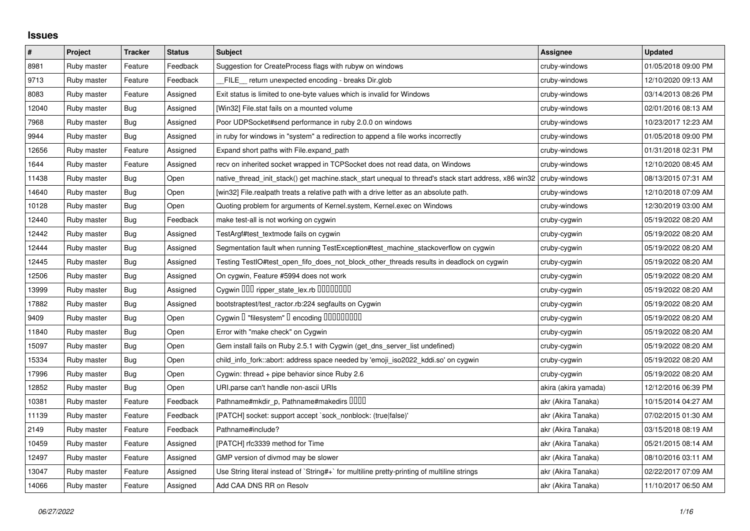# Issues

| # | Project | Tracker | Status | Subject | Assignee | Updated |
|---|---|---|---|---|---|---|
| 8981 | Ruby master | Feature | Feedback | Suggestion for CreateProcess flags with rubyw on windows | cruby-windows | 01/05/2018 09:00 PM |
| 9713 | Ruby master | Feature | Feedback | __FILE__ return unexpected encoding - breaks Dir.glob | cruby-windows | 12/10/2020 09:13 AM |
| 8083 | Ruby master | Feature | Assigned | Exit status is limited to one-byte values which is invalid for Windows | cruby-windows | 03/14/2013 08:26 PM |
| 12040 | Ruby master | Bug | Assigned | [Win32] File.stat fails on a mounted volume | cruby-windows | 02/01/2016 08:13 AM |
| 7968 | Ruby master | Bug | Assigned | Poor UDPSocket#send performance in ruby 2.0.0 on windows | cruby-windows | 10/23/2017 12:23 AM |
| 9944 | Ruby master | Bug | Assigned | in ruby for windows in "system" a redirection to append a file works incorrectly | cruby-windows | 01/05/2018 09:00 PM |
| 12656 | Ruby master | Feature | Assigned | Expand short paths with File.expand_path | cruby-windows | 01/31/2018 02:31 PM |
| 1644 | Ruby master | Feature | Assigned | recv on inherited socket wrapped in TCPSocket does not read data, on Windows | cruby-windows | 12/10/2020 08:45 AM |
| 11438 | Ruby master | Bug | Open | native_thread_init_stack() get machine.stack_start unequal to thread's stack start address, x86 win32 | cruby-windows | 08/13/2015 07:31 AM |
| 14640 | Ruby master | Bug | Open | [win32] File.realpath treats a relative path with a drive letter as an absolute path. | cruby-windows | 12/10/2018 07:09 AM |
| 10128 | Ruby master | Bug | Open | Quoting problem for arguments of Kernel.system, Kernel.exec on Windows | cruby-windows | 12/30/2019 03:00 AM |
| 12440 | Ruby master | Bug | Feedback | make test-all is not working on cygwin | cruby-cygwin | 05/19/2022 08:20 AM |
| 12442 | Ruby master | Bug | Assigned | TestArgf#test_textmode fails on cygwin | cruby-cygwin | 05/19/2022 08:20 AM |
| 12444 | Ruby master | Bug | Assigned | Segmentation fault when running TestException#test_machine_stackoverflow on cygwin | cruby-cygwin | 05/19/2022 08:20 AM |
| 12445 | Ruby master | Bug | Assigned | Testing TestIO#test_open_fifo_does_not_block_other_threads results in deadlock on cygwin | cruby-cygwin | 05/19/2022 08:20 AM |
| 12506 | Ruby master | Bug | Assigned | On cygwin, Feature #5994 does not work | cruby-cygwin | 05/19/2022 08:20 AM |
| 13999 | Ruby master | Bug | Assigned | Cygwin ��� ripper_state_lex.rb ��������� | cruby-cygwin | 05/19/2022 08:20 AM |
| 17882 | Ruby master | Bug | Assigned | bootstraptest/test_ractor.rb:224 segfaults on Cygwin | cruby-cygwin | 05/19/2022 08:20 AM |
| 9409 | Ruby master | Bug | Open | Cygwin � "filesystem" � encoding ��������� | cruby-cygwin | 05/19/2022 08:20 AM |
| 11840 | Ruby master | Bug | Open | Error with "make check" on Cygwin | cruby-cygwin | 05/19/2022 08:20 AM |
| 15097 | Ruby master | Bug | Open | Gem install fails on Ruby 2.5.1 with Cygwin (get_dns_server_list undefined) | cruby-cygwin | 05/19/2022 08:20 AM |
| 15334 | Ruby master | Bug | Open | child_info_fork::abort: address space needed by 'emoji_iso2022_kddi.so' on cygwin | cruby-cygwin | 05/19/2022 08:20 AM |
| 17996 | Ruby master | Bug | Open | Cygwin: thread + pipe behavior since Ruby 2.6 | cruby-cygwin | 05/19/2022 08:20 AM |
| 12852 | Ruby master | Bug | Open | URI.parse can't handle non-ascii URIs | akira (akira yamada) | 12/12/2016 06:39 PM |
| 10381 | Ruby master | Feature | Feedback | Pathname#mkdir_p, Pathname#makedirs ���� | akr (Akira Tanaka) | 10/15/2014 04:27 AM |
| 11139 | Ruby master | Feature | Feedback | [PATCH] socket: support accept `sock_nonblock: (true\|false)' | akr (Akira Tanaka) | 07/02/2015 01:30 AM |
| 2149 | Ruby master | Feature | Feedback | Pathname#include? | akr (Akira Tanaka) | 03/15/2018 08:19 AM |
| 10459 | Ruby master | Feature | Assigned | [PATCH] rfc3339 method for Time | akr (Akira Tanaka) | 05/21/2015 08:14 AM |
| 12497 | Ruby master | Feature | Assigned | GMP version of divmod may be slower | akr (Akira Tanaka) | 08/10/2016 03:11 AM |
| 13047 | Ruby master | Feature | Assigned | Use String literal instead of `String#+` for multiline pretty-printing of multiline strings | akr (Akira Tanaka) | 02/22/2017 07:09 AM |
| 14066 | Ruby master | Feature | Assigned | Add CAA DNS RR on Resolv | akr (Akira Tanaka) | 11/10/2017 06:50 AM |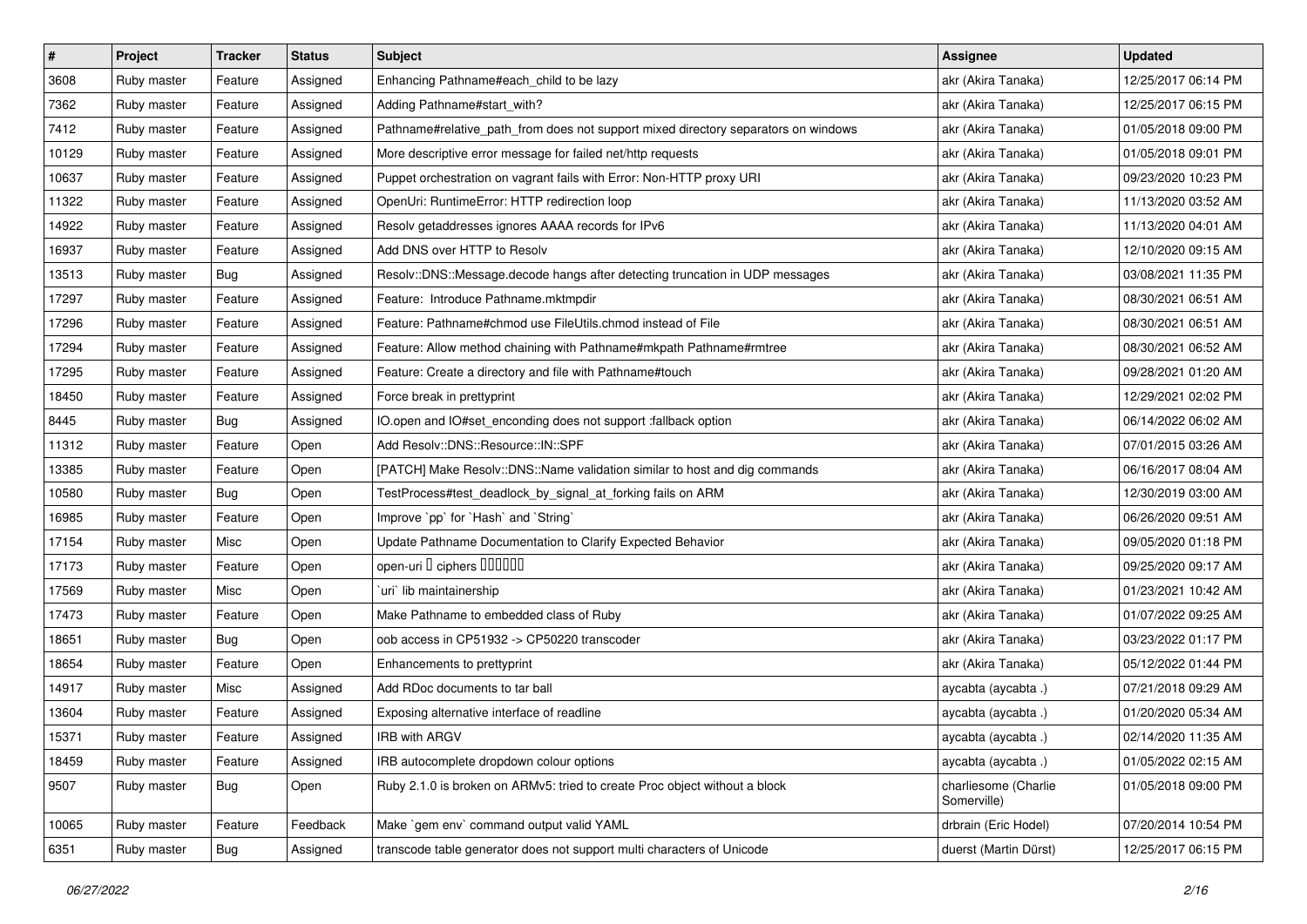| # | Project | Tracker | Status | Subject | Assignee | Updated |
|---|---|---|---|---|---|---|
| 3608 | Ruby master | Feature | Assigned | Enhancing Pathname#each_child to be lazy | akr (Akira Tanaka) | 12/25/2017 06:14 PM |
| 7362 | Ruby master | Feature | Assigned | Adding Pathname#start_with? | akr (Akira Tanaka) | 12/25/2017 06:15 PM |
| 7412 | Ruby master | Feature | Assigned | Pathname#relative_path_from does not support mixed directory separators on windows | akr (Akira Tanaka) | 01/05/2018 09:00 PM |
| 10129 | Ruby master | Feature | Assigned | More descriptive error message for failed net/http requests | akr (Akira Tanaka) | 01/05/2018 09:01 PM |
| 10637 | Ruby master | Feature | Assigned | Puppet orchestration on vagrant fails with Error: Non-HTTP proxy URI | akr (Akira Tanaka) | 09/23/2020 10:23 PM |
| 11322 | Ruby master | Feature | Assigned | OpenUri: RuntimeError: HTTP redirection loop | akr (Akira Tanaka) | 11/13/2020 03:52 AM |
| 14922 | Ruby master | Feature | Assigned | Resolv getaddresses ignores AAAA records for IPv6 | akr (Akira Tanaka) | 11/13/2020 04:01 AM |
| 16937 | Ruby master | Feature | Assigned | Add DNS over HTTP to Resolv | akr (Akira Tanaka) | 12/10/2020 09:15 AM |
| 13513 | Ruby master | Bug | Assigned | Resolv::DNS::Message.decode hangs after detecting truncation in UDP messages | akr (Akira Tanaka) | 03/08/2021 11:35 PM |
| 17297 | Ruby master | Feature | Assigned | Feature: Introduce Pathname.mktmpdir | akr (Akira Tanaka) | 08/30/2021 06:51 AM |
| 17296 | Ruby master | Feature | Assigned | Feature: Pathname#chmod use FileUtils.chmod instead of File | akr (Akira Tanaka) | 08/30/2021 06:51 AM |
| 17294 | Ruby master | Feature | Assigned | Feature: Allow method chaining with Pathname#mkpath Pathname#rmtree | akr (Akira Tanaka) | 08/30/2021 06:52 AM |
| 17295 | Ruby master | Feature | Assigned | Feature: Create a directory and file with Pathname#touch | akr (Akira Tanaka) | 09/28/2021 01:20 AM |
| 18450 | Ruby master | Feature | Assigned | Force break in prettyprint | akr (Akira Tanaka) | 12/29/2021 02:02 PM |
| 8445 | Ruby master | Bug | Assigned | IO.open and IO#set_enconding does not support :fallback option | akr (Akira Tanaka) | 06/14/2022 06:02 AM |
| 11312 | Ruby master | Feature | Open | Add Resolv::DNS::Resource::IN::SPF | akr (Akira Tanaka) | 07/01/2015 03:26 AM |
| 13385 | Ruby master | Feature | Open | [PATCH] Make Resolv::DNS::Name validation similar to host and dig commands | akr (Akira Tanaka) | 06/16/2017 08:04 AM |
| 10580 | Ruby master | Bug | Open | TestProcess#test_deadlock_by_signal_at_forking fails on ARM | akr (Akira Tanaka) | 12/30/2019 03:00 AM |
| 16985 | Ruby master | Feature | Open | Improve `pp` for `Hash` and `String` | akr (Akira Tanaka) | 06/26/2020 09:51 AM |
| 17154 | Ruby master | Misc | Open | Update Pathname Documentation to Clarify Expected Behavior | akr (Akira Tanaka) | 09/05/2020 01:18 PM |
| 17173 | Ruby master | Feature | Open | open-uri � ciphers ������ | akr (Akira Tanaka) | 09/25/2020 09:17 AM |
| 17569 | Ruby master | Misc | Open | `uri` lib maintainership | akr (Akira Tanaka) | 01/23/2021 10:42 AM |
| 17473 | Ruby master | Feature | Open | Make Pathname to embedded class of Ruby | akr (Akira Tanaka) | 01/07/2022 09:25 AM |
| 18651 | Ruby master | Bug | Open | oob access in CP51932 -> CP50220 transcoder | akr (Akira Tanaka) | 03/23/2022 01:17 PM |
| 18654 | Ruby master | Feature | Open | Enhancements to prettyprint | akr (Akira Tanaka) | 05/12/2022 01:44 PM |
| 14917 | Ruby master | Misc | Assigned | Add RDoc documents to tar ball | aycabta (aycabta .) | 07/21/2018 09:29 AM |
| 13604 | Ruby master | Feature | Assigned | Exposing alternative interface of readline | aycabta (aycabta .) | 01/20/2020 05:34 AM |
| 15371 | Ruby master | Feature | Assigned | IRB with ARGV | aycabta (aycabta .) | 02/14/2020 11:35 AM |
| 18459 | Ruby master | Feature | Assigned | IRB autocomplete dropdown colour options | aycabta (aycabta .) | 01/05/2022 02:15 AM |
| 9507 | Ruby master | Bug | Open | Ruby 2.1.0 is broken on ARMv5: tried to create Proc object without a block | charliesome (Charlie Somerville) | 01/05/2018 09:00 PM |
| 10065 | Ruby master | Feature | Feedback | Make `gem env` command output valid YAML | drbrain (Eric Hodel) | 07/20/2014 10:54 PM |
| 6351 | Ruby master | Bug | Assigned | transcode table generator does not support multi characters of Unicode | duerst (Martin Dürst) | 12/25/2017 06:15 PM |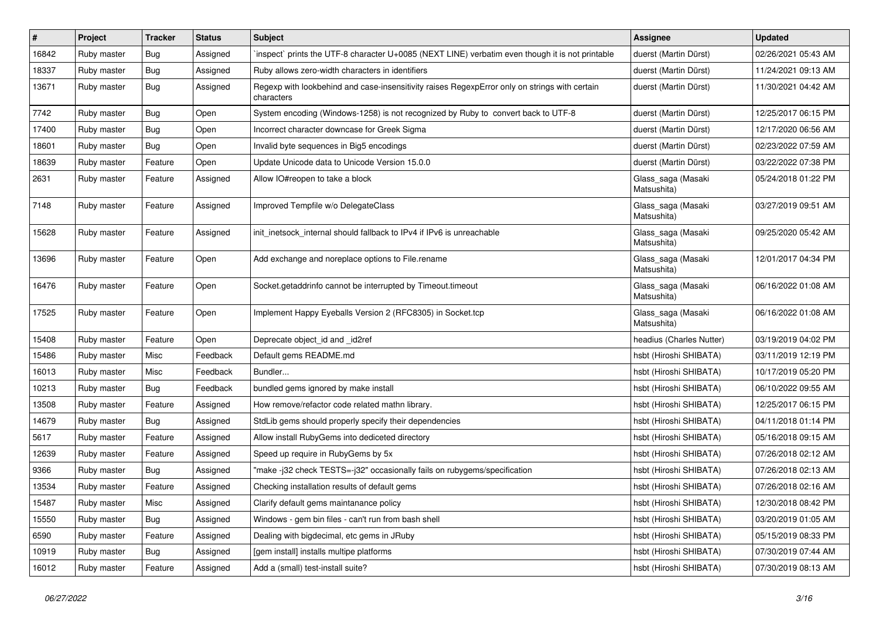| # | Project | Tracker | Status | Subject | Assignee | Updated |
|---|---|---|---|---|---|---|
| 16842 | Ruby master | Bug | Assigned | `inspect` prints the UTF-8 character U+0085 (NEXT LINE) verbatim even though it is not printable | duerst (Martin Dürst) | 02/26/2021 05:43 AM |
| 18337 | Ruby master | Bug | Assigned | Ruby allows zero-width characters in identifiers | duerst (Martin Dürst) | 11/24/2021 09:13 AM |
| 13671 | Ruby master | Bug | Assigned | Regexp with lookbehind and case-insensitivity raises RegexpError only on strings with certain characters | duerst (Martin Dürst) | 11/30/2021 04:42 AM |
| 7742 | Ruby master | Bug | Open | System encoding (Windows-1258) is not recognized by Ruby to convert back to UTF-8 | duerst (Martin Dürst) | 12/25/2017 06:15 PM |
| 17400 | Ruby master | Bug | Open | Incorrect character downcase for Greek Sigma | duerst (Martin Dürst) | 12/17/2020 06:56 AM |
| 18601 | Ruby master | Bug | Open | Invalid byte sequences in Big5 encodings | duerst (Martin Dürst) | 02/23/2022 07:59 AM |
| 18639 | Ruby master | Feature | Open | Update Unicode data to Unicode Version 15.0.0 | duerst (Martin Dürst) | 03/22/2022 07:38 PM |
| 2631 | Ruby master | Feature | Assigned | Allow IO#reopen to take a block | Glass_saga (Masaki Matsushita) | 05/24/2018 01:22 PM |
| 7148 | Ruby master | Feature | Assigned | Improved Tempfile w/o DelegateClass | Glass_saga (Masaki Matsushita) | 03/27/2019 09:51 AM |
| 15628 | Ruby master | Feature | Assigned | init_inetsock_internal should fallback to IPv4 if IPv6 is unreachable | Glass_saga (Masaki Matsushita) | 09/25/2020 05:42 AM |
| 13696 | Ruby master | Feature | Open | Add exchange and noreplace options to File.rename | Glass_saga (Masaki Matsushita) | 12/01/2017 04:34 PM |
| 16476 | Ruby master | Feature | Open | Socket.getaddrinfo cannot be interrupted by Timeout.timeout | Glass_saga (Masaki Matsushita) | 06/16/2022 01:08 AM |
| 17525 | Ruby master | Feature | Open | Implement Happy Eyeballs Version 2 (RFC8305) in Socket.tcp | Glass_saga (Masaki Matsushita) | 06/16/2022 01:08 AM |
| 15408 | Ruby master | Feature | Open | Deprecate object_id and _id2ref | headius (Charles Nutter) | 03/19/2019 04:02 PM |
| 15486 | Ruby master | Misc | Feedback | Default gems README.md | hsbt (Hiroshi SHIBATA) | 03/11/2019 12:19 PM |
| 16013 | Ruby master | Misc | Feedback | Bundler... | hsbt (Hiroshi SHIBATA) | 10/17/2019 05:20 PM |
| 10213 | Ruby master | Bug | Feedback | bundled gems ignored by make install | hsbt (Hiroshi SHIBATA) | 06/10/2022 09:55 AM |
| 13508 | Ruby master | Feature | Assigned | How remove/refactor code related mathn library. | hsbt (Hiroshi SHIBATA) | 12/25/2017 06:15 PM |
| 14679 | Ruby master | Bug | Assigned | StdLib gems should properly specify their dependencies | hsbt (Hiroshi SHIBATA) | 04/11/2018 01:14 PM |
| 5617 | Ruby master | Feature | Assigned | Allow install RubyGems into dediceted directory | hsbt (Hiroshi SHIBATA) | 05/16/2018 09:15 AM |
| 12639 | Ruby master | Feature | Assigned | Speed up require in RubyGems by 5x | hsbt (Hiroshi SHIBATA) | 07/26/2018 02:12 AM |
| 9366 | Ruby master | Bug | Assigned | "make -j32 check TESTS=-j32" occasionally fails on rubygems/specification | hsbt (Hiroshi SHIBATA) | 07/26/2018 02:13 AM |
| 13534 | Ruby master | Feature | Assigned | Checking installation results of default gems | hsbt (Hiroshi SHIBATA) | 07/26/2018 02:16 AM |
| 15487 | Ruby master | Misc | Assigned | Clarify default gems maintanance policy | hsbt (Hiroshi SHIBATA) | 12/30/2018 08:42 PM |
| 15550 | Ruby master | Bug | Assigned | Windows - gem bin files - can't run from bash shell | hsbt (Hiroshi SHIBATA) | 03/20/2019 01:05 AM |
| 6590 | Ruby master | Feature | Assigned | Dealing with bigdecimal, etc gems in JRuby | hsbt (Hiroshi SHIBATA) | 05/15/2019 08:33 PM |
| 10919 | Ruby master | Bug | Assigned | [gem install] installs multipe platforms | hsbt (Hiroshi SHIBATA) | 07/30/2019 07:44 AM |
| 16012 | Ruby master | Feature | Assigned | Add a (small) test-install suite? | hsbt (Hiroshi SHIBATA) | 07/30/2019 08:13 AM |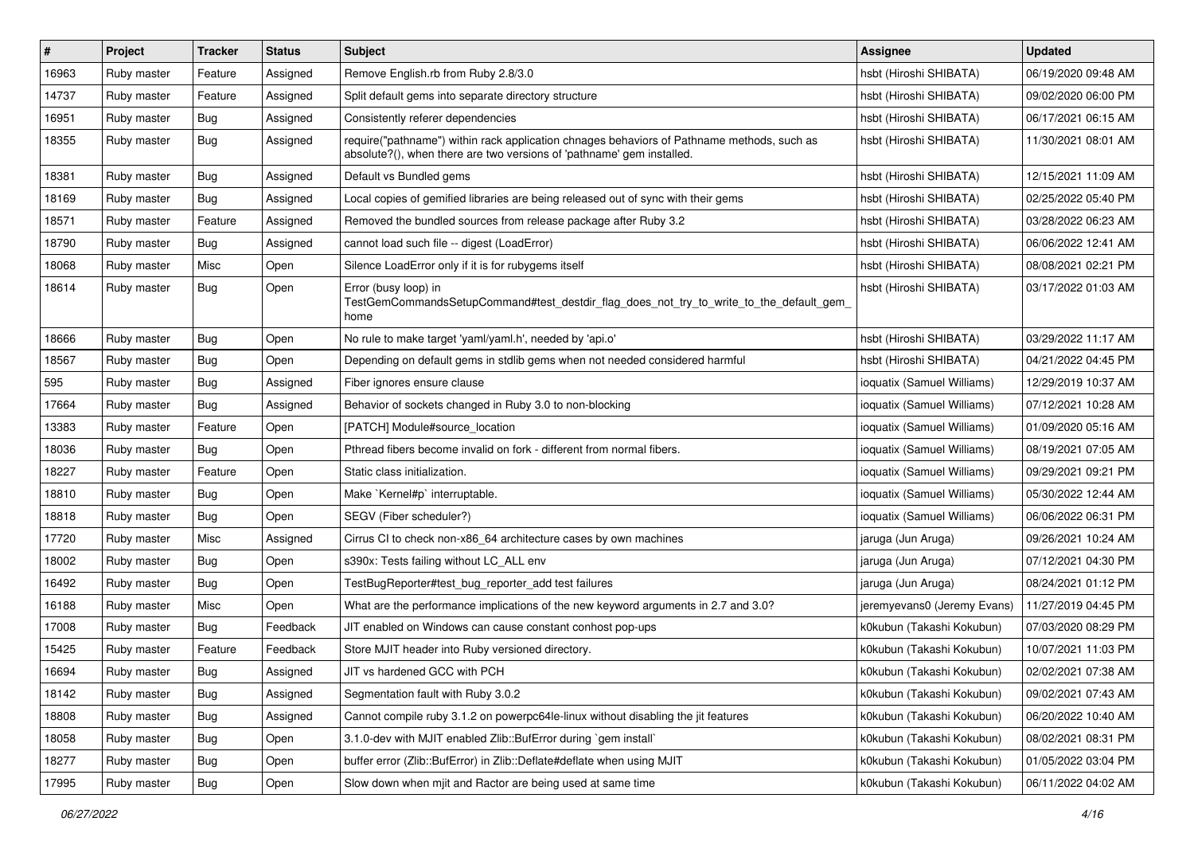| # | Project | Tracker | Status | Subject | Assignee | Updated |
|---|---|---|---|---|---|---|
| 16963 | Ruby master | Feature | Assigned | Remove English.rb from Ruby 2.8/3.0 | hsbt (Hiroshi SHIBATA) | 06/19/2020 09:48 AM |
| 14737 | Ruby master | Feature | Assigned | Split default gems into separate directory structure | hsbt (Hiroshi SHIBATA) | 09/02/2020 06:00 PM |
| 16951 | Ruby master | Bug | Assigned | Consistently referer dependencies | hsbt (Hiroshi SHIBATA) | 06/17/2021 06:15 AM |
| 18355 | Ruby master | Bug | Assigned | require("pathname") within rack application chnages behaviors of Pathname methods, such as absolute?(), when there are two versions of 'pathname' gem installed. | hsbt (Hiroshi SHIBATA) | 11/30/2021 08:01 AM |
| 18381 | Ruby master | Bug | Assigned | Default vs Bundled gems | hsbt (Hiroshi SHIBATA) | 12/15/2021 11:09 AM |
| 18169 | Ruby master | Bug | Assigned | Local copies of gemified libraries are being released out of sync with their gems | hsbt (Hiroshi SHIBATA) | 02/25/2022 05:40 PM |
| 18571 | Ruby master | Feature | Assigned | Removed the bundled sources from release package after Ruby 3.2 | hsbt (Hiroshi SHIBATA) | 03/28/2022 06:23 AM |
| 18790 | Ruby master | Bug | Assigned | cannot load such file -- digest (LoadError) | hsbt (Hiroshi SHIBATA) | 06/06/2022 12:41 AM |
| 18068 | Ruby master | Misc | Open | Silence LoadError only if it is for rubygems itself | hsbt (Hiroshi SHIBATA) | 08/08/2021 02:21 PM |
| 18614 | Ruby master | Bug | Open | Error (busy loop) in TestGemCommandsSetupCommand#test_destdir_flag_does_not_try_to_write_to_the_default_gem_home | hsbt (Hiroshi SHIBATA) | 03/17/2022 01:03 AM |
| 18666 | Ruby master | Bug | Open | No rule to make target 'yaml/yaml.h', needed by 'api.o' | hsbt (Hiroshi SHIBATA) | 03/29/2022 11:17 AM |
| 18567 | Ruby master | Bug | Open | Depending on default gems in stdlib gems when not needed considered harmful | hsbt (Hiroshi SHIBATA) | 04/21/2022 04:45 PM |
| 595 | Ruby master | Bug | Assigned | Fiber ignores ensure clause | ioquatix (Samuel Williams) | 12/29/2019 10:37 AM |
| 17664 | Ruby master | Bug | Assigned | Behavior of sockets changed in Ruby 3.0 to non-blocking | ioquatix (Samuel Williams) | 07/12/2021 10:28 AM |
| 13383 | Ruby master | Feature | Open | [PATCH] Module#source_location | ioquatix (Samuel Williams) | 01/09/2020 05:16 AM |
| 18036 | Ruby master | Bug | Open | Pthread fibers become invalid on fork - different from normal fibers. | ioquatix (Samuel Williams) | 08/19/2021 07:05 AM |
| 18227 | Ruby master | Feature | Open | Static class initialization. | ioquatix (Samuel Williams) | 09/29/2021 09:21 PM |
| 18810 | Ruby master | Bug | Open | Make `Kernel#p` interruptable. | ioquatix (Samuel Williams) | 05/30/2022 12:44 AM |
| 18818 | Ruby master | Bug | Open | SEGV (Fiber scheduler?) | ioquatix (Samuel Williams) | 06/06/2022 06:31 PM |
| 17720 | Ruby master | Misc | Assigned | Cirrus CI to check non-x86_64 architecture cases by own machines | jaruga (Jun Aruga) | 09/26/2021 10:24 AM |
| 18002 | Ruby master | Bug | Open | s390x: Tests failing without LC_ALL env | jaruga (Jun Aruga) | 07/12/2021 04:30 PM |
| 16492 | Ruby master | Bug | Open | TestBugReporter#test_bug_reporter_add test failures | jaruga (Jun Aruga) | 08/24/2021 01:12 PM |
| 16188 | Ruby master | Misc | Open | What are the performance implications of the new keyword arguments in 2.7 and 3.0? | jeremyevans0 (Jeremy Evans) | 11/27/2019 04:45 PM |
| 17008 | Ruby master | Bug | Feedback | JIT enabled on Windows can cause constant conhost pop-ups | k0kubun (Takashi Kokubun) | 07/03/2020 08:29 PM |
| 15425 | Ruby master | Feature | Feedback | Store MJIT header into Ruby versioned directory. | k0kubun (Takashi Kokubun) | 10/07/2021 11:03 PM |
| 16694 | Ruby master | Bug | Assigned | JIT vs hardened GCC with PCH | k0kubun (Takashi Kokubun) | 02/02/2021 07:38 AM |
| 18142 | Ruby master | Bug | Assigned | Segmentation fault with Ruby 3.0.2 | k0kubun (Takashi Kokubun) | 09/02/2021 07:43 AM |
| 18808 | Ruby master | Bug | Assigned | Cannot compile ruby 3.1.2 on powerpc64le-linux without disabling the jit features | k0kubun (Takashi Kokubun) | 06/20/2022 10:40 AM |
| 18058 | Ruby master | Bug | Open | 3.1.0-dev with MJIT enabled Zlib::BufError during `gem install` | k0kubun (Takashi Kokubun) | 08/02/2021 08:31 PM |
| 18277 | Ruby master | Bug | Open | buffer error (Zlib::BufError) in Zlib::Deflate#deflate when using MJIT | k0kubun (Takashi Kokubun) | 01/05/2022 03:04 PM |
| 17995 | Ruby master | Bug | Open | Slow down when mjit and Ractor are being used at same time | k0kubun (Takashi Kokubun) | 06/11/2022 04:02 AM |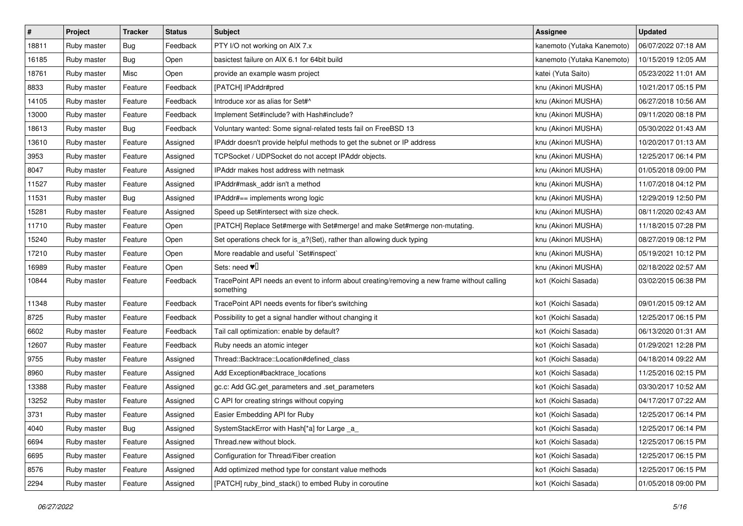| # | Project | Tracker | Status | Subject | Assignee | Updated |
|---|---|---|---|---|---|---|
| 18811 | Ruby master | Bug | Feedback | PTY I/O not working on AIX 7.x | kanemoto (Yutaka Kanemoto) | 06/07/2022 07:18 AM |
| 16185 | Ruby master | Bug | Open | basictest failure on AIX 6.1 for 64bit build | kanemoto (Yutaka Kanemoto) | 10/15/2019 12:05 AM |
| 18761 | Ruby master | Misc | Open | provide an example wasm project | katei (Yuta Saito) | 05/23/2022 11:01 AM |
| 8833 | Ruby master | Feature | Feedback | [PATCH] IPAddr#pred | knu (Akinori MUSHA) | 10/21/2017 05:15 PM |
| 14105 | Ruby master | Feature | Feedback | Introduce xor as alias for Set#^ | knu (Akinori MUSHA) | 06/27/2018 10:56 AM |
| 13000 | Ruby master | Feature | Feedback | Implement Set#include? with Hash#include? | knu (Akinori MUSHA) | 09/11/2020 08:18 PM |
| 18613 | Ruby master | Bug | Feedback | Voluntary wanted: Some signal-related tests fail on FreeBSD 13 | knu (Akinori MUSHA) | 05/30/2022 01:43 AM |
| 13610 | Ruby master | Feature | Assigned | IPAddr doesn't provide helpful methods to get the subnet or IP address | knu (Akinori MUSHA) | 10/20/2017 01:13 AM |
| 3953 | Ruby master | Feature | Assigned | TCPSocket / UDPSocket do not accept IPAddr objects. | knu (Akinori MUSHA) | 12/25/2017 06:14 PM |
| 8047 | Ruby master | Feature | Assigned | IPAddr makes host address with netmask | knu (Akinori MUSHA) | 01/05/2018 09:00 PM |
| 11527 | Ruby master | Feature | Assigned | IPAddr#mask_addr isn't a method | knu (Akinori MUSHA) | 11/07/2018 04:12 PM |
| 11531 | Ruby master | Bug | Assigned | IPAddr#== implements wrong logic | knu (Akinori MUSHA) | 12/29/2019 12:50 PM |
| 15281 | Ruby master | Feature | Assigned | Speed up Set#intersect with size check. | knu (Akinori MUSHA) | 08/11/2020 02:43 AM |
| 11710 | Ruby master | Feature | Open | [PATCH] Replace Set#merge with Set#merge! and make Set#merge non-mutating. | knu (Akinori MUSHA) | 11/18/2015 07:28 PM |
| 15240 | Ruby master | Feature | Open | Set operations check for is_a?(Set), rather than allowing duck typing | knu (Akinori MUSHA) | 08/27/2019 08:12 PM |
| 17210 | Ruby master | Feature | Open | More readable and useful `Set#inspect` | knu (Akinori MUSHA) | 05/19/2021 10:12 PM |
| 16989 | Ruby master | Feature | Open | Sets: need ♥️ | knu (Akinori MUSHA) | 02/18/2022 02:57 AM |
| 10844 | Ruby master | Feature | Feedback | TracePoint API needs an event to inform about creating/removing a new frame without calling something | ko1 (Koichi Sasada) | 03/02/2015 06:38 PM |
| 11348 | Ruby master | Feature | Feedback | TracePoint API needs events for fiber's switching | ko1 (Koichi Sasada) | 09/01/2015 09:12 AM |
| 8725 | Ruby master | Feature | Feedback | Possibility to get a signal handler without changing it | ko1 (Koichi Sasada) | 12/25/2017 06:15 PM |
| 6602 | Ruby master | Feature | Feedback | Tail call optimization: enable by default? | ko1 (Koichi Sasada) | 06/13/2020 01:31 AM |
| 12607 | Ruby master | Feature | Feedback | Ruby needs an atomic integer | ko1 (Koichi Sasada) | 01/29/2021 12:28 PM |
| 9755 | Ruby master | Feature | Assigned | Thread::Backtrace::Location#defined_class | ko1 (Koichi Sasada) | 04/18/2014 09:22 AM |
| 8960 | Ruby master | Feature | Assigned | Add Exception#backtrace_locations | ko1 (Koichi Sasada) | 11/25/2016 02:15 PM |
| 13388 | Ruby master | Feature | Assigned | gc.c: Add GC.get_parameters and .set_parameters | ko1 (Koichi Sasada) | 03/30/2017 10:52 AM |
| 13252 | Ruby master | Feature | Assigned | C API for creating strings without copying | ko1 (Koichi Sasada) | 04/17/2017 07:22 AM |
| 3731 | Ruby master | Feature | Assigned | Easier Embedding API for Ruby | ko1 (Koichi Sasada) | 12/25/2017 06:14 PM |
| 4040 | Ruby master | Bug | Assigned | SystemStackError with Hash[*a] for Large _a_ | ko1 (Koichi Sasada) | 12/25/2017 06:14 PM |
| 6694 | Ruby master | Feature | Assigned | Thread.new without block. | ko1 (Koichi Sasada) | 12/25/2017 06:15 PM |
| 6695 | Ruby master | Feature | Assigned | Configuration for Thread/Fiber creation | ko1 (Koichi Sasada) | 12/25/2017 06:15 PM |
| 8576 | Ruby master | Feature | Assigned | Add optimized method type for constant value methods | ko1 (Koichi Sasada) | 12/25/2017 06:15 PM |
| 2294 | Ruby master | Feature | Assigned | [PATCH] ruby_bind_stack() to embed Ruby in coroutine | ko1 (Koichi Sasada) | 01/05/2018 09:00 PM |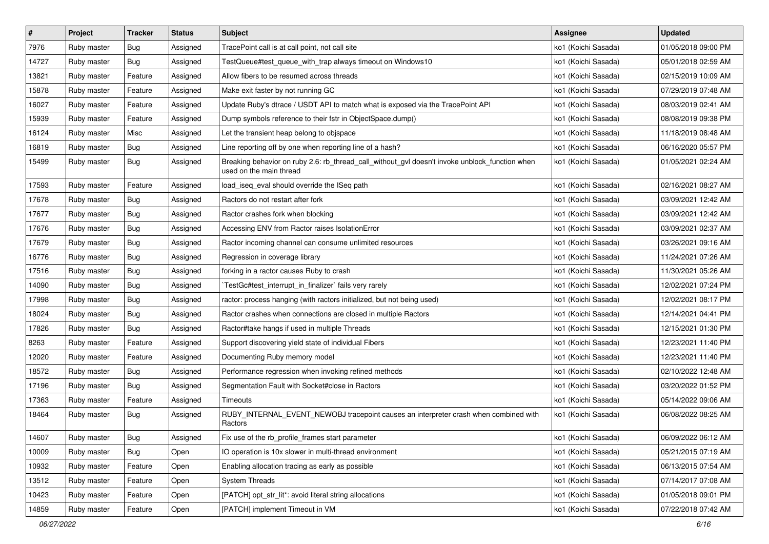| # | Project | Tracker | Status | Subject | Assignee | Updated |
|---|---|---|---|---|---|---|
| 7976 | Ruby master | Bug | Assigned | TracePoint call is at call point, not call site | ko1 (Koichi Sasada) | 01/05/2018 09:00 PM |
| 14727 | Ruby master | Bug | Assigned | TestQueue#test_queue_with_trap always timeout on Windows10 | ko1 (Koichi Sasada) | 05/01/2018 02:59 AM |
| 13821 | Ruby master | Feature | Assigned | Allow fibers to be resumed across threads | ko1 (Koichi Sasada) | 02/15/2019 10:09 AM |
| 15878 | Ruby master | Feature | Assigned | Make exit faster by not running GC | ko1 (Koichi Sasada) | 07/29/2019 07:48 AM |
| 16027 | Ruby master | Feature | Assigned | Update Ruby's dtrace / USDT API to match what is exposed via the TracePoint API | ko1 (Koichi Sasada) | 08/03/2019 02:41 AM |
| 15939 | Ruby master | Feature | Assigned | Dump symbols reference to their fstr in ObjectSpace.dump() | ko1 (Koichi Sasada) | 08/08/2019 09:38 PM |
| 16124 | Ruby master | Misc | Assigned | Let the transient heap belong to objspace | ko1 (Koichi Sasada) | 11/18/2019 08:48 AM |
| 16819 | Ruby master | Bug | Assigned | Line reporting off by one when reporting line of a hash? | ko1 (Koichi Sasada) | 06/16/2020 05:57 PM |
| 15499 | Ruby master | Bug | Assigned | Breaking behavior on ruby 2.6: rb_thread_call_without_gvl doesn't invoke unblock_function when used on the main thread | ko1 (Koichi Sasada) | 01/05/2021 02:24 AM |
| 17593 | Ruby master | Feature | Assigned | load_iseq_eval should override the ISeq path | ko1 (Koichi Sasada) | 02/16/2021 08:27 AM |
| 17678 | Ruby master | Bug | Assigned | Ractors do not restart after fork | ko1 (Koichi Sasada) | 03/09/2021 12:42 AM |
| 17677 | Ruby master | Bug | Assigned | Ractor crashes fork when blocking | ko1 (Koichi Sasada) | 03/09/2021 12:42 AM |
| 17676 | Ruby master | Bug | Assigned | Accessing ENV from Ractor raises IsolationError | ko1 (Koichi Sasada) | 03/09/2021 02:37 AM |
| 17679 | Ruby master | Bug | Assigned | Ractor incoming channel can consume unlimited resources | ko1 (Koichi Sasada) | 03/26/2021 09:16 AM |
| 16776 | Ruby master | Bug | Assigned | Regression in coverage library | ko1 (Koichi Sasada) | 11/24/2021 07:26 AM |
| 17516 | Ruby master | Bug | Assigned | forking in a ractor causes Ruby to crash | ko1 (Koichi Sasada) | 11/30/2021 05:26 AM |
| 14090 | Ruby master | Bug | Assigned | `TestGc#test_interrupt_in_finalizer` fails very rarely | ko1 (Koichi Sasada) | 12/02/2021 07:24 PM |
| 17998 | Ruby master | Bug | Assigned | ractor: process hanging (with ractors initialized, but not being used) | ko1 (Koichi Sasada) | 12/02/2021 08:17 PM |
| 18024 | Ruby master | Bug | Assigned | Ractor crashes when connections are closed in multiple Ractors | ko1 (Koichi Sasada) | 12/14/2021 04:41 PM |
| 17826 | Ruby master | Bug | Assigned | Ractor#take hangs if used in multiple Threads | ko1 (Koichi Sasada) | 12/15/2021 01:30 PM |
| 8263 | Ruby master | Feature | Assigned | Support discovering yield state of individual Fibers | ko1 (Koichi Sasada) | 12/23/2021 11:40 PM |
| 12020 | Ruby master | Feature | Assigned | Documenting Ruby memory model | ko1 (Koichi Sasada) | 12/23/2021 11:40 PM |
| 18572 | Ruby master | Bug | Assigned | Performance regression when invoking refined methods | ko1 (Koichi Sasada) | 02/10/2022 12:48 AM |
| 17196 | Ruby master | Bug | Assigned | Segmentation Fault with Socket#close in Ractors | ko1 (Koichi Sasada) | 03/20/2022 01:52 PM |
| 17363 | Ruby master | Feature | Assigned | Timeouts | ko1 (Koichi Sasada) | 05/14/2022 09:06 AM |
| 18464 | Ruby master | Bug | Assigned | RUBY_INTERNAL_EVENT_NEWOBJ tracepoint causes an interpreter crash when combined with Ractors | ko1 (Koichi Sasada) | 06/08/2022 08:25 AM |
| 14607 | Ruby master | Bug | Assigned | Fix use of the rb_profile_frames start parameter | ko1 (Koichi Sasada) | 06/09/2022 06:12 AM |
| 10009 | Ruby master | Bug | Open | IO operation is 10x slower in multi-thread environment | ko1 (Koichi Sasada) | 05/21/2015 07:19 AM |
| 10932 | Ruby master | Feature | Open | Enabling allocation tracing as early as possible | ko1 (Koichi Sasada) | 06/13/2015 07:54 AM |
| 13512 | Ruby master | Feature | Open | System Threads | ko1 (Koichi Sasada) | 07/14/2017 07:08 AM |
| 10423 | Ruby master | Feature | Open | [PATCH] opt_str_lit*: avoid literal string allocations | ko1 (Koichi Sasada) | 01/05/2018 09:01 PM |
| 14859 | Ruby master | Feature | Open | [PATCH] implement Timeout in VM | ko1 (Koichi Sasada) | 07/22/2018 07:42 AM |

*06/27/2022*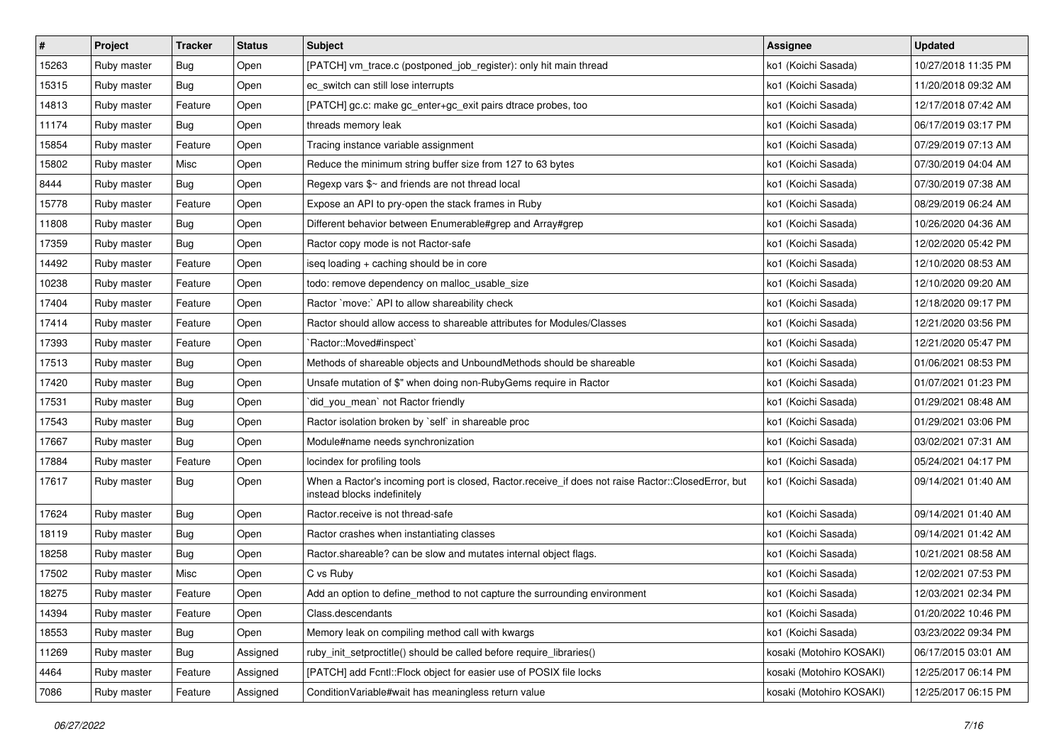| # | Project | Tracker | Status | Subject | Assignee | Updated |
|---|---|---|---|---|---|---|
| 15263 | Ruby master | Bug | Open | [PATCH] vm_trace.c (postponed_job_register): only hit main thread | ko1 (Koichi Sasada) | 10/27/2018 11:35 PM |
| 15315 | Ruby master | Bug | Open | ec_switch can still lose interrupts | ko1 (Koichi Sasada) | 11/20/2018 09:32 AM |
| 14813 | Ruby master | Feature | Open | [PATCH] gc.c: make gc_enter+gc_exit pairs dtrace probes, too | ko1 (Koichi Sasada) | 12/17/2018 07:42 AM |
| 11174 | Ruby master | Bug | Open | threads memory leak | ko1 (Koichi Sasada) | 06/17/2019 03:17 PM |
| 15854 | Ruby master | Feature | Open | Tracing instance variable assignment | ko1 (Koichi Sasada) | 07/29/2019 07:13 AM |
| 15802 | Ruby master | Misc | Open | Reduce the minimum string buffer size from 127 to 63 bytes | ko1 (Koichi Sasada) | 07/30/2019 04:04 AM |
| 8444 | Ruby master | Bug | Open | Regexp vars $~ and friends are not thread local | ko1 (Koichi Sasada) | 07/30/2019 07:38 AM |
| 15778 | Ruby master | Feature | Open | Expose an API to pry-open the stack frames in Ruby | ko1 (Koichi Sasada) | 08/29/2019 06:24 AM |
| 11808 | Ruby master | Bug | Open | Different behavior between Enumerable#grep and Array#grep | ko1 (Koichi Sasada) | 10/26/2020 04:36 AM |
| 17359 | Ruby master | Bug | Open | Ractor copy mode is not Ractor-safe | ko1 (Koichi Sasada) | 12/02/2020 05:42 PM |
| 14492 | Ruby master | Feature | Open | iseq loading + caching should be in core | ko1 (Koichi Sasada) | 12/10/2020 08:53 AM |
| 10238 | Ruby master | Feature | Open | todo: remove dependency on malloc_usable_size | ko1 (Koichi Sasada) | 12/10/2020 09:20 AM |
| 17404 | Ruby master | Feature | Open | Ractor `move:` API to allow shareability check | ko1 (Koichi Sasada) | 12/18/2020 09:17 PM |
| 17414 | Ruby master | Feature | Open | Ractor should allow access to shareable attributes for Modules/Classes | ko1 (Koichi Sasada) | 12/21/2020 03:56 PM |
| 17393 | Ruby master | Feature | Open | `Ractor::Moved#inspect` | ko1 (Koichi Sasada) | 12/21/2020 05:47 PM |
| 17513 | Ruby master | Bug | Open | Methods of shareable objects and UnboundMethods should be shareable | ko1 (Koichi Sasada) | 01/06/2021 08:53 PM |
| 17420 | Ruby master | Bug | Open | Unsafe mutation of $" when doing non-RubyGems require in Ractor | ko1 (Koichi Sasada) | 01/07/2021 01:23 PM |
| 17531 | Ruby master | Bug | Open | `did_you_mean` not Ractor friendly | ko1 (Koichi Sasada) | 01/29/2021 08:48 AM |
| 17543 | Ruby master | Bug | Open | Ractor isolation broken by `self` in shareable proc | ko1 (Koichi Sasada) | 01/29/2021 03:06 PM |
| 17667 | Ruby master | Bug | Open | Module#name needs synchronization | ko1 (Koichi Sasada) | 03/02/2021 07:31 AM |
| 17884 | Ruby master | Feature | Open | locindex for profiling tools | ko1 (Koichi Sasada) | 05/24/2021 04:17 PM |
| 17617 | Ruby master | Bug | Open | When a Ractor's incoming port is closed, Ractor.receive_if does not raise Ractor::ClosedError, but instead blocks indefinitely | ko1 (Koichi Sasada) | 09/14/2021 01:40 AM |
| 17624 | Ruby master | Bug | Open | Ractor.receive is not thread-safe | ko1 (Koichi Sasada) | 09/14/2021 01:40 AM |
| 18119 | Ruby master | Bug | Open | Ractor crashes when instantiating classes | ko1 (Koichi Sasada) | 09/14/2021 01:42 AM |
| 18258 | Ruby master | Bug | Open | Ractor.shareable? can be slow and mutates internal object flags. | ko1 (Koichi Sasada) | 10/21/2021 08:58 AM |
| 17502 | Ruby master | Misc | Open | C vs Ruby | ko1 (Koichi Sasada) | 12/02/2021 07:53 PM |
| 18275 | Ruby master | Feature | Open | Add an option to define_method to not capture the surrounding environment | ko1 (Koichi Sasada) | 12/03/2021 02:34 PM |
| 14394 | Ruby master | Feature | Open | Class.descendants | ko1 (Koichi Sasada) | 01/20/2022 10:46 PM |
| 18553 | Ruby master | Bug | Open | Memory leak on compiling method call with kwargs | ko1 (Koichi Sasada) | 03/23/2022 09:34 PM |
| 11269 | Ruby master | Bug | Assigned | ruby_init_setproctitle() should be called before require_libraries() | kosaki (Motohiro KOSAKI) | 06/17/2015 03:01 AM |
| 4464 | Ruby master | Feature | Assigned | [PATCH] add Fcntl::Flock object for easier use of POSIX file locks | kosaki (Motohiro KOSAKI) | 12/25/2017 06:14 PM |
| 7086 | Ruby master | Feature | Assigned | ConditionVariable#wait has meaningless return value | kosaki (Motohiro KOSAKI) | 12/25/2017 06:15 PM |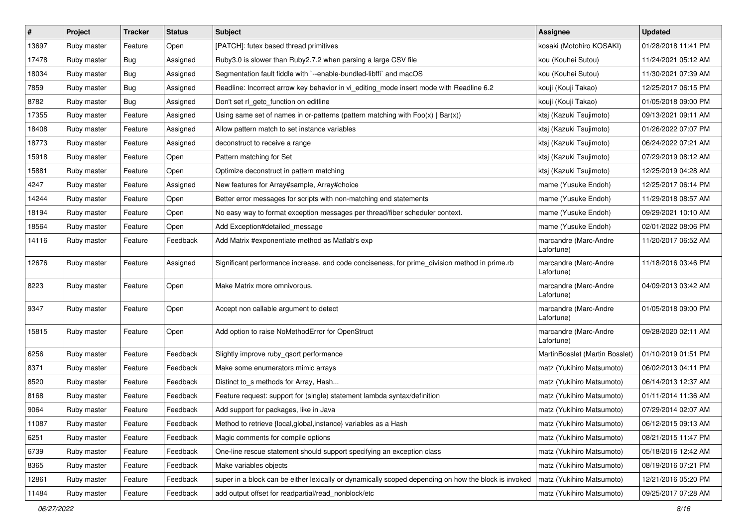| # | Project | Tracker | Status | Subject | Assignee | Updated |
|---|---|---|---|---|---|---|
| 13697 | Ruby master | Feature | Open | [PATCH]: futex based thread primitives | kosaki (Motohiro KOSAKI) | 01/28/2018 11:41 PM |
| 17478 | Ruby master | Bug | Assigned | Ruby3.0 is slower than Ruby2.7.2 when parsing a large CSV file | kou (Kouhei Sutou) | 11/24/2021 05:12 AM |
| 18034 | Ruby master | Bug | Assigned | Segmentation fault fiddle with `--enable-bundled-libffi` and macOS | kou (Kouhei Sutou) | 11/30/2021 07:39 AM |
| 7859 | Ruby master | Bug | Assigned | Readline: Incorrect arrow key behavior in vi_editing_mode insert mode with Readline 6.2 | kouji (Kouji Takao) | 12/25/2017 06:15 PM |
| 8782 | Ruby master | Bug | Assigned | Don't set rl_getc_function on editline | kouji (Kouji Takao) | 01/05/2018 09:00 PM |
| 17355 | Ruby master | Feature | Assigned | Using same set of names in or-patterns (pattern matching with Foo(x) \| Bar(x)) | ktsj (Kazuki Tsujimoto) | 09/13/2021 09:11 AM |
| 18408 | Ruby master | Feature | Assigned | Allow pattern match to set instance variables | ktsj (Kazuki Tsujimoto) | 01/26/2022 07:07 PM |
| 18773 | Ruby master | Feature | Assigned | deconstruct to receive a range | ktsj (Kazuki Tsujimoto) | 06/24/2022 07:21 AM |
| 15918 | Ruby master | Feature | Open | Pattern matching for Set | ktsj (Kazuki Tsujimoto) | 07/29/2019 08:12 AM |
| 15881 | Ruby master | Feature | Open | Optimize deconstruct in pattern matching | ktsj (Kazuki Tsujimoto) | 12/25/2019 04:28 AM |
| 4247 | Ruby master | Feature | Assigned | New features for Array#sample, Array#choice | mame (Yusuke Endoh) | 12/25/2017 06:14 PM |
| 14244 | Ruby master | Feature | Open | Better error messages for scripts with non-matching end statements | mame (Yusuke Endoh) | 11/29/2018 08:57 AM |
| 18194 | Ruby master | Feature | Open | No easy way to format exception messages per thread/fiber scheduler context. | mame (Yusuke Endoh) | 09/29/2021 10:10 AM |
| 18564 | Ruby master | Feature | Open | Add Exception#detailed_message | mame (Yusuke Endoh) | 02/01/2022 08:06 PM |
| 14116 | Ruby master | Feature | Feedback | Add Matrix #exponentiate method as Matlab's exp | marcandre (Marc-Andre Lafortune) | 11/20/2017 06:52 AM |
| 12676 | Ruby master | Feature | Assigned | Significant performance increase, and code conciseness, for prime_division method in prime.rb | marcandre (Marc-Andre Lafortune) | 11/18/2016 03:46 PM |
| 8223 | Ruby master | Feature | Open | Make Matrix more omnivorous. | marcandre (Marc-Andre Lafortune) | 04/09/2013 03:42 AM |
| 9347 | Ruby master | Feature | Open | Accept non callable argument to detect | marcandre (Marc-Andre Lafortune) | 01/05/2018 09:00 PM |
| 15815 | Ruby master | Feature | Open | Add option to raise NoMethodError for OpenStruct | marcandre (Marc-Andre Lafortune) | 09/28/2020 02:11 AM |
| 6256 | Ruby master | Feature | Feedback | Slightly improve ruby_qsort performance | MartinBosslet (Martin Bosslet) | 01/10/2019 01:51 PM |
| 8371 | Ruby master | Feature | Feedback | Make some enumerators mimic arrays | matz (Yukihiro Matsumoto) | 06/02/2013 04:11 PM |
| 8520 | Ruby master | Feature | Feedback | Distinct to_s methods for Array, Hash... | matz (Yukihiro Matsumoto) | 06/14/2013 12:37 AM |
| 8168 | Ruby master | Feature | Feedback | Feature request: support for (single) statement lambda syntax/definition | matz (Yukihiro Matsumoto) | 01/11/2014 11:36 AM |
| 9064 | Ruby master | Feature | Feedback | Add support for packages, like in Java | matz (Yukihiro Matsumoto) | 07/29/2014 02:07 AM |
| 11087 | Ruby master | Feature | Feedback | Method to retrieve {local,global,instance} variables as a Hash | matz (Yukihiro Matsumoto) | 06/12/2015 09:13 AM |
| 6251 | Ruby master | Feature | Feedback | Magic comments for compile options | matz (Yukihiro Matsumoto) | 08/21/2015 11:47 PM |
| 6739 | Ruby master | Feature | Feedback | One-line rescue statement should support specifying an exception class | matz (Yukihiro Matsumoto) | 05/18/2016 12:42 AM |
| 8365 | Ruby master | Feature | Feedback | Make variables objects | matz (Yukihiro Matsumoto) | 08/19/2016 07:21 PM |
| 12861 | Ruby master | Feature | Feedback | super in a block can be either lexically or dynamically scoped depending on how the block is invoked | matz (Yukihiro Matsumoto) | 12/21/2016 05:20 PM |
| 11484 | Ruby master | Feature | Feedback | add output offset for readpartial/read_nonblock/etc | matz (Yukihiro Matsumoto) | 09/25/2017 07:28 AM |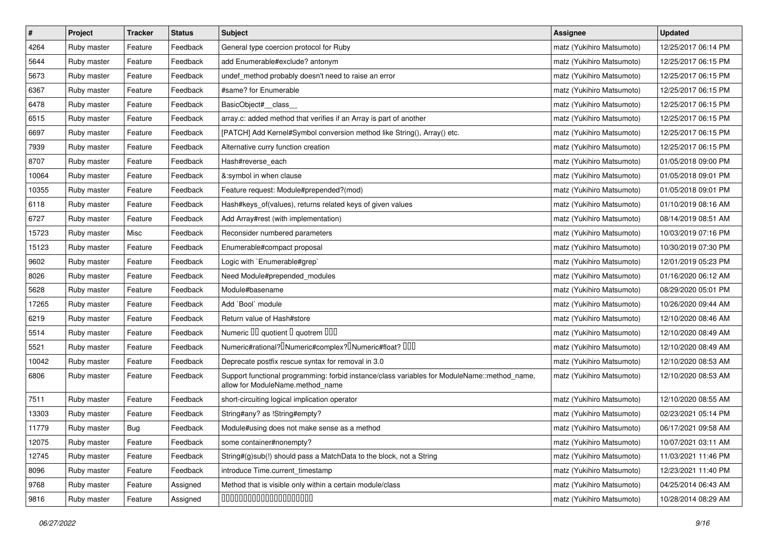| # | Project | Tracker | Status | Subject | Assignee | Updated |
|---|---|---|---|---|---|---|
| 4264 | Ruby master | Feature | Feedback | General type coercion protocol for Ruby | matz (Yukihiro Matsumoto) | 12/25/2017 06:14 PM |
| 5644 | Ruby master | Feature | Feedback | add Enumerable#exclude? antonym | matz (Yukihiro Matsumoto) | 12/25/2017 06:15 PM |
| 5673 | Ruby master | Feature | Feedback | undef_method probably doesn't need to raise an error | matz (Yukihiro Matsumoto) | 12/25/2017 06:15 PM |
| 6367 | Ruby master | Feature | Feedback | #same? for Enumerable | matz (Yukihiro Matsumoto) | 12/25/2017 06:15 PM |
| 6478 | Ruby master | Feature | Feedback | BasicObject#__class__ | matz (Yukihiro Matsumoto) | 12/25/2017 06:15 PM |
| 6515 | Ruby master | Feature | Feedback | array.c: added method that verifies if an Array is part of another | matz (Yukihiro Matsumoto) | 12/25/2017 06:15 PM |
| 6697 | Ruby master | Feature | Feedback | [PATCH] Add Kernel#Symbol conversion method like String(), Array() etc. | matz (Yukihiro Matsumoto) | 12/25/2017 06:15 PM |
| 7939 | Ruby master | Feature | Feedback | Alternative curry function creation | matz (Yukihiro Matsumoto) | 12/25/2017 06:15 PM |
| 8707 | Ruby master | Feature | Feedback | Hash#reverse_each | matz (Yukihiro Matsumoto) | 01/05/2018 09:00 PM |
| 10064 | Ruby master | Feature | Feedback | &:symbol in when clause | matz (Yukihiro Matsumoto) | 01/05/2018 09:01 PM |
| 10355 | Ruby master | Feature | Feedback | Feature request: Module#prepended?(mod) | matz (Yukihiro Matsumoto) | 01/05/2018 09:01 PM |
| 6118 | Ruby master | Feature | Feedback | Hash#keys_of(values), returns related keys of given values | matz (Yukihiro Matsumoto) | 01/10/2019 08:16 AM |
| 6727 | Ruby master | Feature | Feedback | Add Array#rest (with implementation) | matz (Yukihiro Matsumoto) | 08/14/2019 08:51 AM |
| 15723 | Ruby master | Misc | Feedback | Reconsider numbered parameters | matz (Yukihiro Matsumoto) | 10/03/2019 07:16 PM |
| 15123 | Ruby master | Feature | Feedback | Enumerable#compact proposal | matz (Yukihiro Matsumoto) | 10/30/2019 07:30 PM |
| 9602 | Ruby master | Feature | Feedback | Logic with `Enumerable#grep` | matz (Yukihiro Matsumoto) | 12/01/2019 05:23 PM |
| 8026 | Ruby master | Feature | Feedback | Need Module#prepended_modules | matz (Yukihiro Matsumoto) | 01/16/2020 06:12 AM |
| 5628 | Ruby master | Feature | Feedback | Module#basename | matz (Yukihiro Matsumoto) | 08/29/2020 05:01 PM |
| 17265 | Ruby master | Feature | Feedback | Add `Bool` module | matz (Yukihiro Matsumoto) | 10/26/2020 09:44 AM |
| 6219 | Ruby master | Feature | Feedback | Return value of Hash#store | matz (Yukihiro Matsumoto) | 12/10/2020 08:46 AM |
| 5514 | Ruby master | Feature | Feedback | Numeric ?? quotient ? quotrem ??? | matz (Yukihiro Matsumoto) | 12/10/2020 08:49 AM |
| 5521 | Ruby master | Feature | Feedback | Numeric#rational??Numeric#complex??Numeric#float? ??? | matz (Yukihiro Matsumoto) | 12/10/2020 08:49 AM |
| 10042 | Ruby master | Feature | Feedback | Deprecate postfix rescue syntax for removal in 3.0 | matz (Yukihiro Matsumoto) | 12/10/2020 08:53 AM |
| 6806 | Ruby master | Feature | Feedback | Support functional programming: forbid instance/class variables for ModuleName::method_name, allow for ModuleName.method_name | matz (Yukihiro Matsumoto) | 12/10/2020 08:53 AM |
| 7511 | Ruby master | Feature | Feedback | short-circuiting logical implication operator | matz (Yukihiro Matsumoto) | 12/10/2020 08:55 AM |
| 13303 | Ruby master | Feature | Feedback | String#any? as !String#empty? | matz (Yukihiro Matsumoto) | 02/23/2021 05:14 PM |
| 11779 | Ruby master | Bug | Feedback | Module#using does not make sense as a method | matz (Yukihiro Matsumoto) | 06/17/2021 09:58 AM |
| 12075 | Ruby master | Feature | Feedback | some container#nonempty? | matz (Yukihiro Matsumoto) | 10/07/2021 03:11 AM |
| 12745 | Ruby master | Feature | Feedback | String#(g)sub(!) should pass a MatchData to the block, not a String | matz (Yukihiro Matsumoto) | 11/03/2021 11:46 PM |
| 8096 | Ruby master | Feature | Feedback | introduce Time.current_timestamp | matz (Yukihiro Matsumoto) | 12/23/2021 11:40 PM |
| 9768 | Ruby master | Feature | Assigned | Method that is visible only within a certain module/class | matz (Yukihiro Matsumoto) | 04/25/2014 06:43 AM |
| 9816 | Ruby master | Feature | Assigned | ?????????????????????? | matz (Yukihiro Matsumoto) | 10/28/2014 08:29 AM |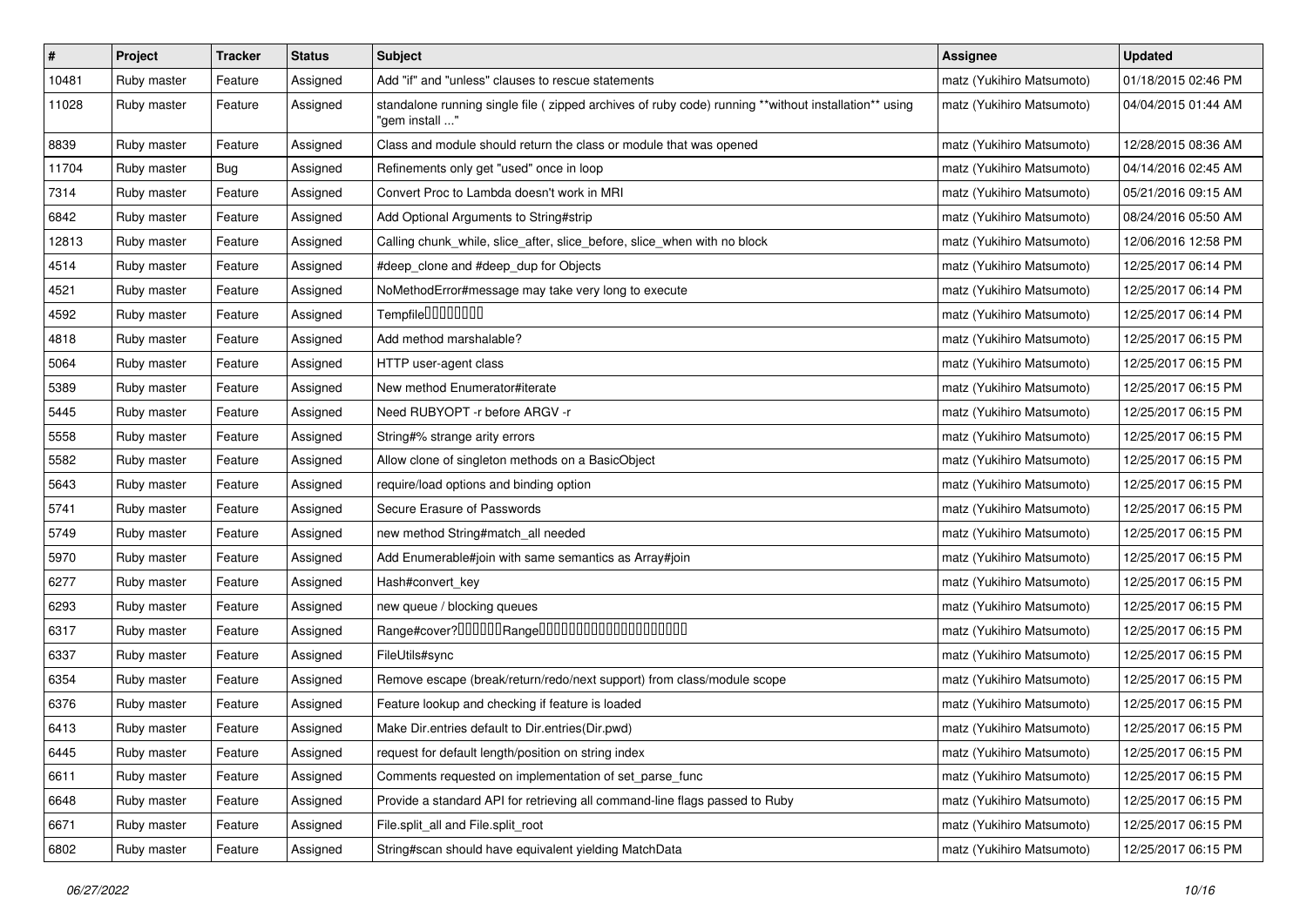| # | Project | Tracker | Status | Subject | Assignee | Updated |
|---|---|---|---|---|---|---|
| 10481 | Ruby master | Feature | Assigned | Add "if" and "unless" clauses to rescue statements | matz (Yukihiro Matsumoto) | 01/18/2015 02:46 PM |
| 11028 | Ruby master | Feature | Assigned | standalone running single file ( zipped archives of ruby code) running **without installation** using "gem install ..." | matz (Yukihiro Matsumoto) | 04/04/2015 01:44 AM |
| 8839 | Ruby master | Feature | Assigned | Class and module should return the class or module that was opened | matz (Yukihiro Matsumoto) | 12/28/2015 08:36 AM |
| 11704 | Ruby master | Bug | Assigned | Refinements only get "used" once in loop | matz (Yukihiro Matsumoto) | 04/14/2016 02:45 AM |
| 7314 | Ruby master | Feature | Assigned | Convert Proc to Lambda doesn't work in MRI | matz (Yukihiro Matsumoto) | 05/21/2016 09:15 AM |
| 6842 | Ruby master | Feature | Assigned | Add Optional Arguments to String#strip | matz (Yukihiro Matsumoto) | 08/24/2016 05:50 AM |
| 12813 | Ruby master | Feature | Assigned | Calling chunk_while, slice_after, slice_before, slice_when with no block | matz (Yukihiro Matsumoto) | 12/06/2016 12:58 PM |
| 4514 | Ruby master | Feature | Assigned | #deep_clone and #deep_dup for Objects | matz (Yukihiro Matsumoto) | 12/25/2017 06:14 PM |
| 4521 | Ruby master | Feature | Assigned | NoMethodError#message may take very long to execute | matz (Yukihiro Matsumoto) | 12/25/2017 06:14 PM |
| 4592 | Ruby master | Feature | Assigned | Tempfile���������� | matz (Yukihiro Matsumoto) | 12/25/2017 06:14 PM |
| 4818 | Ruby master | Feature | Assigned | Add method marshalable? | matz (Yukihiro Matsumoto) | 12/25/2017 06:15 PM |
| 5064 | Ruby master | Feature | Assigned | HTTP user-agent class | matz (Yukihiro Matsumoto) | 12/25/2017 06:15 PM |
| 5389 | Ruby master | Feature | Assigned | New method Enumerator#iterate | matz (Yukihiro Matsumoto) | 12/25/2017 06:15 PM |
| 5445 | Ruby master | Feature | Assigned | Need RUBYOPT -r before ARGV -r | matz (Yukihiro Matsumoto) | 12/25/2017 06:15 PM |
| 5558 | Ruby master | Feature | Assigned | String#% strange arity errors | matz (Yukihiro Matsumoto) | 12/25/2017 06:15 PM |
| 5582 | Ruby master | Feature | Assigned | Allow clone of singleton methods on a BasicObject | matz (Yukihiro Matsumoto) | 12/25/2017 06:15 PM |
| 5643 | Ruby master | Feature | Assigned | require/load options and binding option | matz (Yukihiro Matsumoto) | 12/25/2017 06:15 PM |
| 5741 | Ruby master | Feature | Assigned | Secure Erasure of Passwords | matz (Yukihiro Matsumoto) | 12/25/2017 06:15 PM |
| 5749 | Ruby master | Feature | Assigned | new method String#match_all needed | matz (Yukihiro Matsumoto) | 12/25/2017 06:15 PM |
| 5970 | Ruby master | Feature | Assigned | Add Enumerable#join with same semantics as Array#join | matz (Yukihiro Matsumoto) | 12/25/2017 06:15 PM |
| 6277 | Ruby master | Feature | Assigned | Hash#convert_key | matz (Yukihiro Matsumoto) | 12/25/2017 06:15 PM |
| 6293 | Ruby master | Feature | Assigned | new queue / blocking queues | matz (Yukihiro Matsumoto) | 12/25/2017 06:15 PM |
| 6317 | Ruby master | Feature | Assigned | Range#cover?������Range������������������������� | matz (Yukihiro Matsumoto) | 12/25/2017 06:15 PM |
| 6337 | Ruby master | Feature | Assigned | FileUtils#sync | matz (Yukihiro Matsumoto) | 12/25/2017 06:15 PM |
| 6354 | Ruby master | Feature | Assigned | Remove escape (break/return/redo/next support) from class/module scope | matz (Yukihiro Matsumoto) | 12/25/2017 06:15 PM |
| 6376 | Ruby master | Feature | Assigned | Feature lookup and checking if feature is loaded | matz (Yukihiro Matsumoto) | 12/25/2017 06:15 PM |
| 6413 | Ruby master | Feature | Assigned | Make Dir.entries default to Dir.entries(Dir.pwd) | matz (Yukihiro Matsumoto) | 12/25/2017 06:15 PM |
| 6445 | Ruby master | Feature | Assigned | request for default length/position on string index | matz (Yukihiro Matsumoto) | 12/25/2017 06:15 PM |
| 6611 | Ruby master | Feature | Assigned | Comments requested on implementation of set_parse_func | matz (Yukihiro Matsumoto) | 12/25/2017 06:15 PM |
| 6648 | Ruby master | Feature | Assigned | Provide a standard API for retrieving all command-line flags passed to Ruby | matz (Yukihiro Matsumoto) | 12/25/2017 06:15 PM |
| 6671 | Ruby master | Feature | Assigned | File.split_all and File.split_root | matz (Yukihiro Matsumoto) | 12/25/2017 06:15 PM |
| 6802 | Ruby master | Feature | Assigned | String#scan should have equivalent yielding MatchData | matz (Yukihiro Matsumoto) | 12/25/2017 06:15 PM |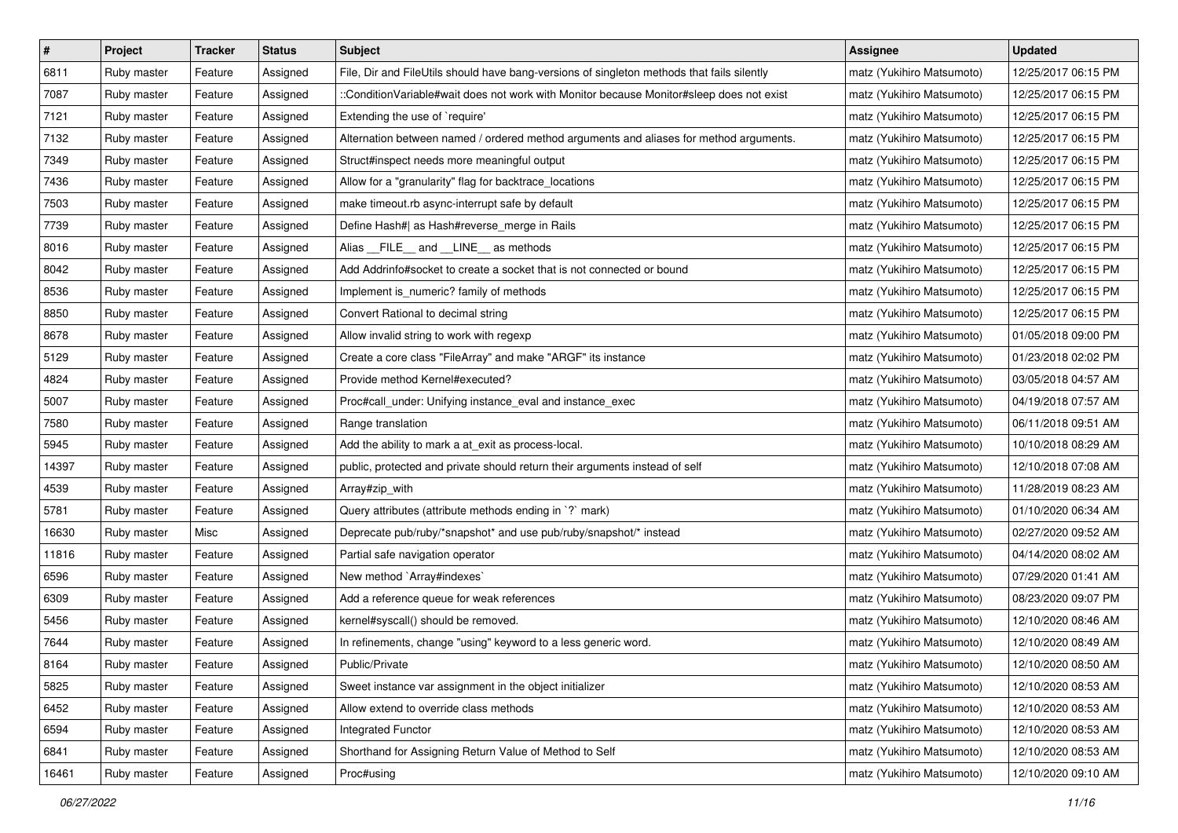| # | Project | Tracker | Status | Subject | Assignee | Updated |
|---|---|---|---|---|---|---|
| 6811 | Ruby master | Feature | Assigned | File, Dir and FileUtils should have bang-versions of singleton methods that fails silently | matz (Yukihiro Matsumoto) | 12/25/2017 06:15 PM |
| 7087 | Ruby master | Feature | Assigned | ::ConditionVariable#wait does not work with Monitor because Monitor#sleep does not exist | matz (Yukihiro Matsumoto) | 12/25/2017 06:15 PM |
| 7121 | Ruby master | Feature | Assigned | Extending the use of `require' | matz (Yukihiro Matsumoto) | 12/25/2017 06:15 PM |
| 7132 | Ruby master | Feature | Assigned | Alternation between named / ordered method arguments and aliases for method arguments. | matz (Yukihiro Matsumoto) | 12/25/2017 06:15 PM |
| 7349 | Ruby master | Feature | Assigned | Struct#inspect needs more meaningful output | matz (Yukihiro Matsumoto) | 12/25/2017 06:15 PM |
| 7436 | Ruby master | Feature | Assigned | Allow for a "granularity" flag for backtrace_locations | matz (Yukihiro Matsumoto) | 12/25/2017 06:15 PM |
| 7503 | Ruby master | Feature | Assigned | make timeout.rb async-interrupt safe by default | matz (Yukihiro Matsumoto) | 12/25/2017 06:15 PM |
| 7739 | Ruby master | Feature | Assigned | Define Hash#| as Hash#reverse_merge in Rails | matz (Yukihiro Matsumoto) | 12/25/2017 06:15 PM |
| 8016 | Ruby master | Feature | Assigned | Alias __FILE__ and __LINE__ as methods | matz (Yukihiro Matsumoto) | 12/25/2017 06:15 PM |
| 8042 | Ruby master | Feature | Assigned | Add Addrinfo#socket to create a socket that is not connected or bound | matz (Yukihiro Matsumoto) | 12/25/2017 06:15 PM |
| 8536 | Ruby master | Feature | Assigned | Implement is_numeric? family of methods | matz (Yukihiro Matsumoto) | 12/25/2017 06:15 PM |
| 8850 | Ruby master | Feature | Assigned | Convert Rational to decimal string | matz (Yukihiro Matsumoto) | 12/25/2017 06:15 PM |
| 8678 | Ruby master | Feature | Assigned | Allow invalid string to work with regexp | matz (Yukihiro Matsumoto) | 01/05/2018 09:00 PM |
| 5129 | Ruby master | Feature | Assigned | Create a core class "FileArray" and make "ARGF" its instance | matz (Yukihiro Matsumoto) | 01/23/2018 02:02 PM |
| 4824 | Ruby master | Feature | Assigned | Provide method Kernel#executed? | matz (Yukihiro Matsumoto) | 03/05/2018 04:57 AM |
| 5007 | Ruby master | Feature | Assigned | Proc#call_under: Unifying instance_eval and instance_exec | matz (Yukihiro Matsumoto) | 04/19/2018 07:57 AM |
| 7580 | Ruby master | Feature | Assigned | Range translation | matz (Yukihiro Matsumoto) | 06/11/2018 09:51 AM |
| 5945 | Ruby master | Feature | Assigned | Add the ability to mark a at_exit as process-local. | matz (Yukihiro Matsumoto) | 10/10/2018 08:29 AM |
| 14397 | Ruby master | Feature | Assigned | public, protected and private should return their arguments instead of self | matz (Yukihiro Matsumoto) | 12/10/2018 07:08 AM |
| 4539 | Ruby master | Feature | Assigned | Array#zip_with | matz (Yukihiro Matsumoto) | 11/28/2019 08:23 AM |
| 5781 | Ruby master | Feature | Assigned | Query attributes (attribute methods ending in `?` mark) | matz (Yukihiro Matsumoto) | 01/10/2020 06:34 AM |
| 16630 | Ruby master | Misc | Assigned | Deprecate pub/ruby/*snapshot* and use pub/ruby/snapshot/* instead | matz (Yukihiro Matsumoto) | 02/27/2020 09:52 AM |
| 11816 | Ruby master | Feature | Assigned | Partial safe navigation operator | matz (Yukihiro Matsumoto) | 04/14/2020 08:02 AM |
| 6596 | Ruby master | Feature | Assigned | New method `Array#indexes` | matz (Yukihiro Matsumoto) | 07/29/2020 01:41 AM |
| 6309 | Ruby master | Feature | Assigned | Add a reference queue for weak references | matz (Yukihiro Matsumoto) | 08/23/2020 09:07 PM |
| 5456 | Ruby master | Feature | Assigned | kernel#syscall() should be removed. | matz (Yukihiro Matsumoto) | 12/10/2020 08:46 AM |
| 7644 | Ruby master | Feature | Assigned | In refinements, change "using" keyword to a less generic word. | matz (Yukihiro Matsumoto) | 12/10/2020 08:49 AM |
| 8164 | Ruby master | Feature | Assigned | Public/Private | matz (Yukihiro Matsumoto) | 12/10/2020 08:50 AM |
| 5825 | Ruby master | Feature | Assigned | Sweet instance var assignment in the object initializer | matz (Yukihiro Matsumoto) | 12/10/2020 08:53 AM |
| 6452 | Ruby master | Feature | Assigned | Allow extend to override class methods | matz (Yukihiro Matsumoto) | 12/10/2020 08:53 AM |
| 6594 | Ruby master | Feature | Assigned | Integrated Functor | matz (Yukihiro Matsumoto) | 12/10/2020 08:53 AM |
| 6841 | Ruby master | Feature | Assigned | Shorthand for Assigning Return Value of Method to Self | matz (Yukihiro Matsumoto) | 12/10/2020 08:53 AM |
| 16461 | Ruby master | Feature | Assigned | Proc#using | matz (Yukihiro Matsumoto) | 12/10/2020 09:10 AM |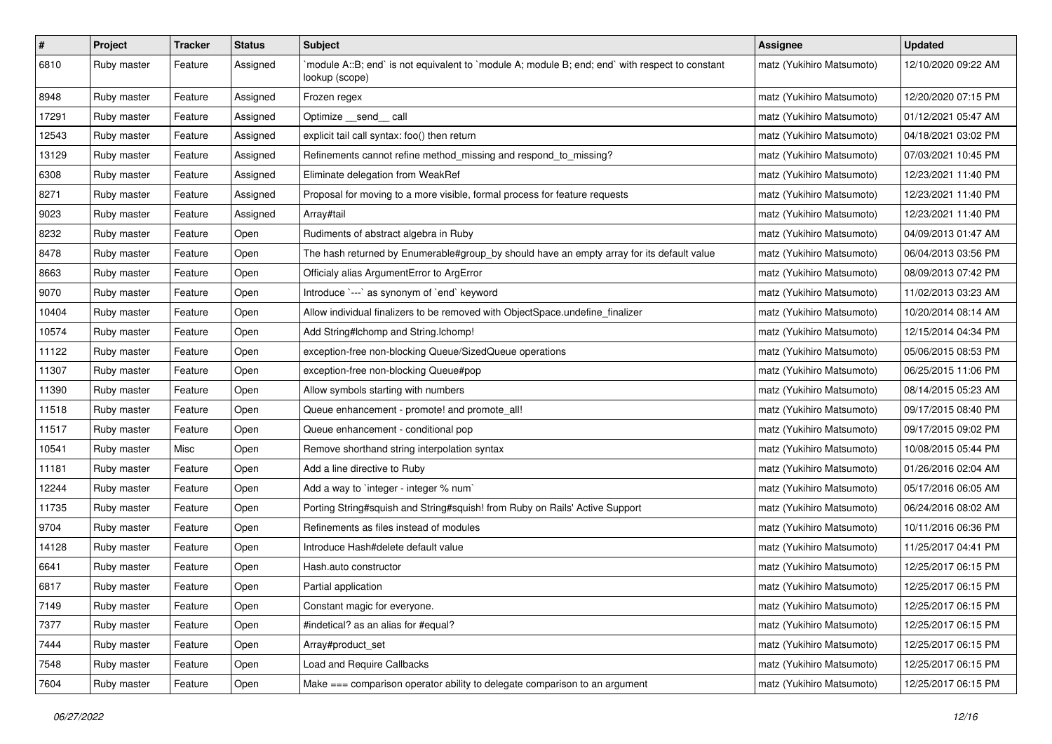| # | Project | Tracker | Status | Subject | Assignee | Updated |
|---|---|---|---|---|---|---|
| 6810 | Ruby master | Feature | Assigned | `module A::B; end` is not equivalent to `module A; module B; end; end` with respect to constant lookup (scope) | matz (Yukihiro Matsumoto) | 12/10/2020 09:22 AM |
| 8948 | Ruby master | Feature | Assigned | Frozen regex | matz (Yukihiro Matsumoto) | 12/20/2020 07:15 PM |
| 17291 | Ruby master | Feature | Assigned | Optimize __send__ call | matz (Yukihiro Matsumoto) | 01/12/2021 05:47 AM |
| 12543 | Ruby master | Feature | Assigned | explicit tail call syntax: foo() then return | matz (Yukihiro Matsumoto) | 04/18/2021 03:02 PM |
| 13129 | Ruby master | Feature | Assigned | Refinements cannot refine method_missing and respond_to_missing? | matz (Yukihiro Matsumoto) | 07/03/2021 10:45 PM |
| 6308 | Ruby master | Feature | Assigned | Eliminate delegation from WeakRef | matz (Yukihiro Matsumoto) | 12/23/2021 11:40 PM |
| 8271 | Ruby master | Feature | Assigned | Proposal for moving to a more visible, formal process for feature requests | matz (Yukihiro Matsumoto) | 12/23/2021 11:40 PM |
| 9023 | Ruby master | Feature | Assigned | Array#tail | matz (Yukihiro Matsumoto) | 12/23/2021 11:40 PM |
| 8232 | Ruby master | Feature | Open | Rudiments of abstract algebra in Ruby | matz (Yukihiro Matsumoto) | 04/09/2013 01:47 AM |
| 8478 | Ruby master | Feature | Open | The hash returned by Enumerable#group_by should have an empty array for its default value | matz (Yukihiro Matsumoto) | 06/04/2013 03:56 PM |
| 8663 | Ruby master | Feature | Open | Officialy alias ArgumentError to ArgError | matz (Yukihiro Matsumoto) | 08/09/2013 07:42 PM |
| 9070 | Ruby master | Feature | Open | Introduce `---` as synonym of `end` keyword | matz (Yukihiro Matsumoto) | 11/02/2013 03:23 AM |
| 10404 | Ruby master | Feature | Open | Allow individual finalizers to be removed with ObjectSpace.undefine_finalizer | matz (Yukihiro Matsumoto) | 10/20/2014 08:14 AM |
| 10574 | Ruby master | Feature | Open | Add String#lchomp and String.lchomp! | matz (Yukihiro Matsumoto) | 12/15/2014 04:34 PM |
| 11122 | Ruby master | Feature | Open | exception-free non-blocking Queue/SizedQueue operations | matz (Yukihiro Matsumoto) | 05/06/2015 08:53 PM |
| 11307 | Ruby master | Feature | Open | exception-free non-blocking Queue#pop | matz (Yukihiro Matsumoto) | 06/25/2015 11:06 PM |
| 11390 | Ruby master | Feature | Open | Allow symbols starting with numbers | matz (Yukihiro Matsumoto) | 08/14/2015 05:23 AM |
| 11518 | Ruby master | Feature | Open | Queue enhancement - promote! and promote_all! | matz (Yukihiro Matsumoto) | 09/17/2015 08:40 PM |
| 11517 | Ruby master | Feature | Open | Queue enhancement - conditional pop | matz (Yukihiro Matsumoto) | 09/17/2015 09:02 PM |
| 10541 | Ruby master | Misc | Open | Remove shorthand string interpolation syntax | matz (Yukihiro Matsumoto) | 10/08/2015 05:44 PM |
| 11181 | Ruby master | Feature | Open | Add a line directive to Ruby | matz (Yukihiro Matsumoto) | 01/26/2016 02:04 AM |
| 12244 | Ruby master | Feature | Open | Add a way to `integer - integer % num` | matz (Yukihiro Matsumoto) | 05/17/2016 06:05 AM |
| 11735 | Ruby master | Feature | Open | Porting String#squish and String#squish! from Ruby on Rails' Active Support | matz (Yukihiro Matsumoto) | 06/24/2016 08:02 AM |
| 9704 | Ruby master | Feature | Open | Refinements as files instead of modules | matz (Yukihiro Matsumoto) | 10/11/2016 06:36 PM |
| 14128 | Ruby master | Feature | Open | Introduce Hash#delete default value | matz (Yukihiro Matsumoto) | 11/25/2017 04:41 PM |
| 6641 | Ruby master | Feature | Open | Hash.auto constructor | matz (Yukihiro Matsumoto) | 12/25/2017 06:15 PM |
| 6817 | Ruby master | Feature | Open | Partial application | matz (Yukihiro Matsumoto) | 12/25/2017 06:15 PM |
| 7149 | Ruby master | Feature | Open | Constant magic for everyone. | matz (Yukihiro Matsumoto) | 12/25/2017 06:15 PM |
| 7377 | Ruby master | Feature | Open | #indetical? as an alias for #equal? | matz (Yukihiro Matsumoto) | 12/25/2017 06:15 PM |
| 7444 | Ruby master | Feature | Open | Array#product_set | matz (Yukihiro Matsumoto) | 12/25/2017 06:15 PM |
| 7548 | Ruby master | Feature | Open | Load and Require Callbacks | matz (Yukihiro Matsumoto) | 12/25/2017 06:15 PM |
| 7604 | Ruby master | Feature | Open | Make === comparison operator ability to delegate comparison to an argument | matz (Yukihiro Matsumoto) | 12/25/2017 06:15 PM |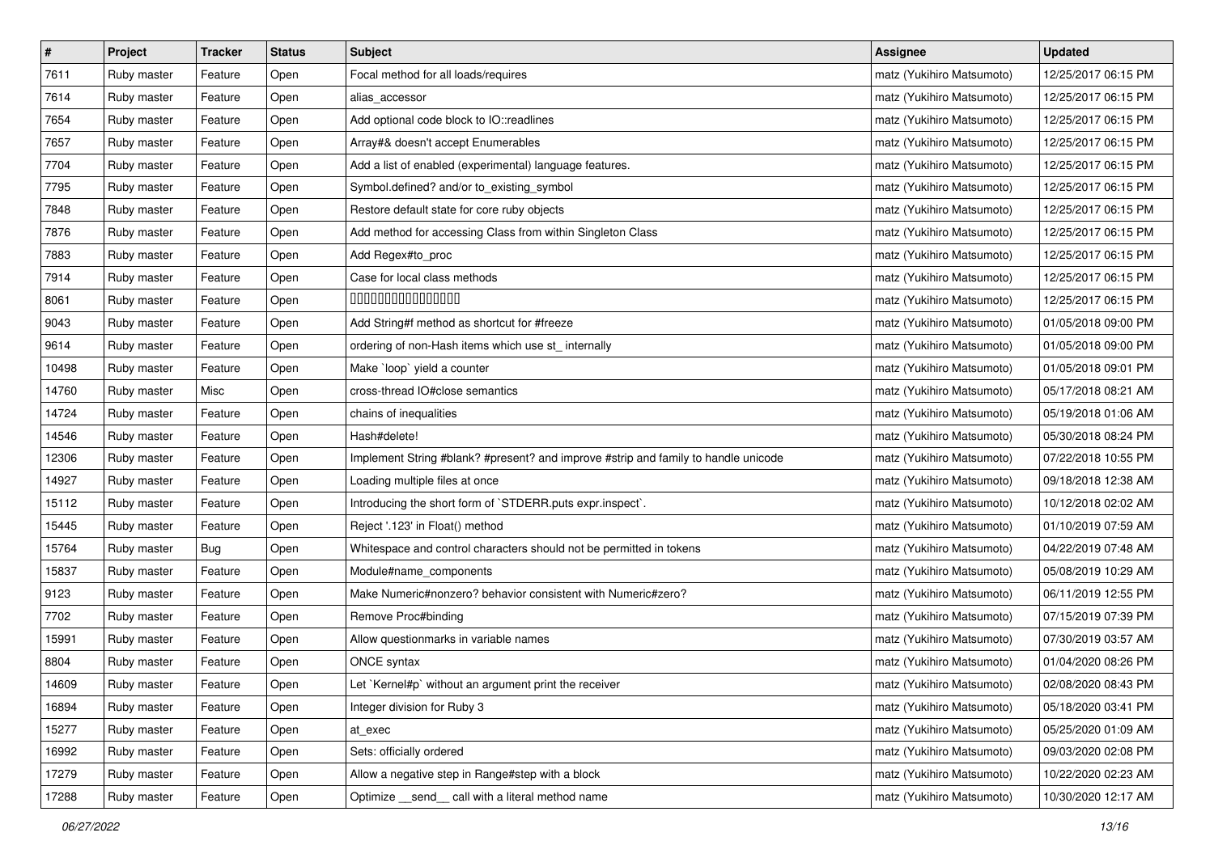| # | Project | Tracker | Status | Subject | Assignee | Updated |
|---|---|---|---|---|---|---|
| 7611 | Ruby master | Feature | Open | Focal method for all loads/requires | matz (Yukihiro Matsumoto) | 12/25/2017 06:15 PM |
| 7614 | Ruby master | Feature | Open | alias_accessor | matz (Yukihiro Matsumoto) | 12/25/2017 06:15 PM |
| 7654 | Ruby master | Feature | Open | Add optional code block to IO::readlines | matz (Yukihiro Matsumoto) | 12/25/2017 06:15 PM |
| 7657 | Ruby master | Feature | Open | Array#& doesn't accept Enumerables | matz (Yukihiro Matsumoto) | 12/25/2017 06:15 PM |
| 7704 | Ruby master | Feature | Open | Add a list of enabled (experimental) language features. | matz (Yukihiro Matsumoto) | 12/25/2017 06:15 PM |
| 7795 | Ruby master | Feature | Open | Symbol.defined? and/or to_existing_symbol | matz (Yukihiro Matsumoto) | 12/25/2017 06:15 PM |
| 7848 | Ruby master | Feature | Open | Restore default state for core ruby objects | matz (Yukihiro Matsumoto) | 12/25/2017 06:15 PM |
| 7876 | Ruby master | Feature | Open | Add method for accessing Class from within Singleton Class | matz (Yukihiro Matsumoto) | 12/25/2017 06:15 PM |
| 7883 | Ruby master | Feature | Open | Add Regex#to_proc | matz (Yukihiro Matsumoto) | 12/25/2017 06:15 PM |
| 7914 | Ruby master | Feature | Open | Case for local class methods | matz (Yukihiro Matsumoto) | 12/25/2017 06:15 PM |
| 8061 | Ruby master | Feature | Open | 0000000000000000 | matz (Yukihiro Matsumoto) | 12/25/2017 06:15 PM |
| 9043 | Ruby master | Feature | Open | Add String#f method as shortcut for #freeze | matz (Yukihiro Matsumoto) | 01/05/2018 09:00 PM |
| 9614 | Ruby master | Feature | Open | ordering of non-Hash items which use st_ internally | matz (Yukihiro Matsumoto) | 01/05/2018 09:00 PM |
| 10498 | Ruby master | Feature | Open | Make `loop` yield a counter | matz (Yukihiro Matsumoto) | 01/05/2018 09:01 PM |
| 14760 | Ruby master | Misc | Open | cross-thread IO#close semantics | matz (Yukihiro Matsumoto) | 05/17/2018 08:21 AM |
| 14724 | Ruby master | Feature | Open | chains of inequalities | matz (Yukihiro Matsumoto) | 05/19/2018 01:06 AM |
| 14546 | Ruby master | Feature | Open | Hash#delete! | matz (Yukihiro Matsumoto) | 05/30/2018 08:24 PM |
| 12306 | Ruby master | Feature | Open | Implement String #blank? #present? and improve #strip and family to handle unicode | matz (Yukihiro Matsumoto) | 07/22/2018 10:55 PM |
| 14927 | Ruby master | Feature | Open | Loading multiple files at once | matz (Yukihiro Matsumoto) | 09/18/2018 12:38 AM |
| 15112 | Ruby master | Feature | Open | Introducing the short form of `STDERR.puts expr.inspect`. | matz (Yukihiro Matsumoto) | 10/12/2018 02:02 AM |
| 15445 | Ruby master | Feature | Open | Reject '.123' in Float() method | matz (Yukihiro Matsumoto) | 01/10/2019 07:59 AM |
| 15764 | Ruby master | Bug | Open | Whitespace and control characters should not be permitted in tokens | matz (Yukihiro Matsumoto) | 04/22/2019 07:48 AM |
| 15837 | Ruby master | Feature | Open | Module#name_components | matz (Yukihiro Matsumoto) | 05/08/2019 10:29 AM |
| 9123 | Ruby master | Feature | Open | Make Numeric#nonzero? behavior consistent with Numeric#zero? | matz (Yukihiro Matsumoto) | 06/11/2019 12:55 PM |
| 7702 | Ruby master | Feature | Open | Remove Proc#binding | matz (Yukihiro Matsumoto) | 07/15/2019 07:39 PM |
| 15991 | Ruby master | Feature | Open | Allow questionmarks in variable names | matz (Yukihiro Matsumoto) | 07/30/2019 03:57 AM |
| 8804 | Ruby master | Feature | Open | ONCE syntax | matz (Yukihiro Matsumoto) | 01/04/2020 08:26 PM |
| 14609 | Ruby master | Feature | Open | Let `Kernel#p` without an argument print the receiver | matz (Yukihiro Matsumoto) | 02/08/2020 08:43 PM |
| 16894 | Ruby master | Feature | Open | Integer division for Ruby 3 | matz (Yukihiro Matsumoto) | 05/18/2020 03:41 PM |
| 15277 | Ruby master | Feature | Open | at_exec | matz (Yukihiro Matsumoto) | 05/25/2020 01:09 AM |
| 16992 | Ruby master | Feature | Open | Sets: officially ordered | matz (Yukihiro Matsumoto) | 09/03/2020 02:08 PM |
| 17279 | Ruby master | Feature | Open | Allow a negative step in Range#step with a block | matz (Yukihiro Matsumoto) | 10/22/2020 02:23 AM |
| 17288 | Ruby master | Feature | Open | Optimize __send__ call with a literal method name | matz (Yukihiro Matsumoto) | 10/30/2020 12:17 AM |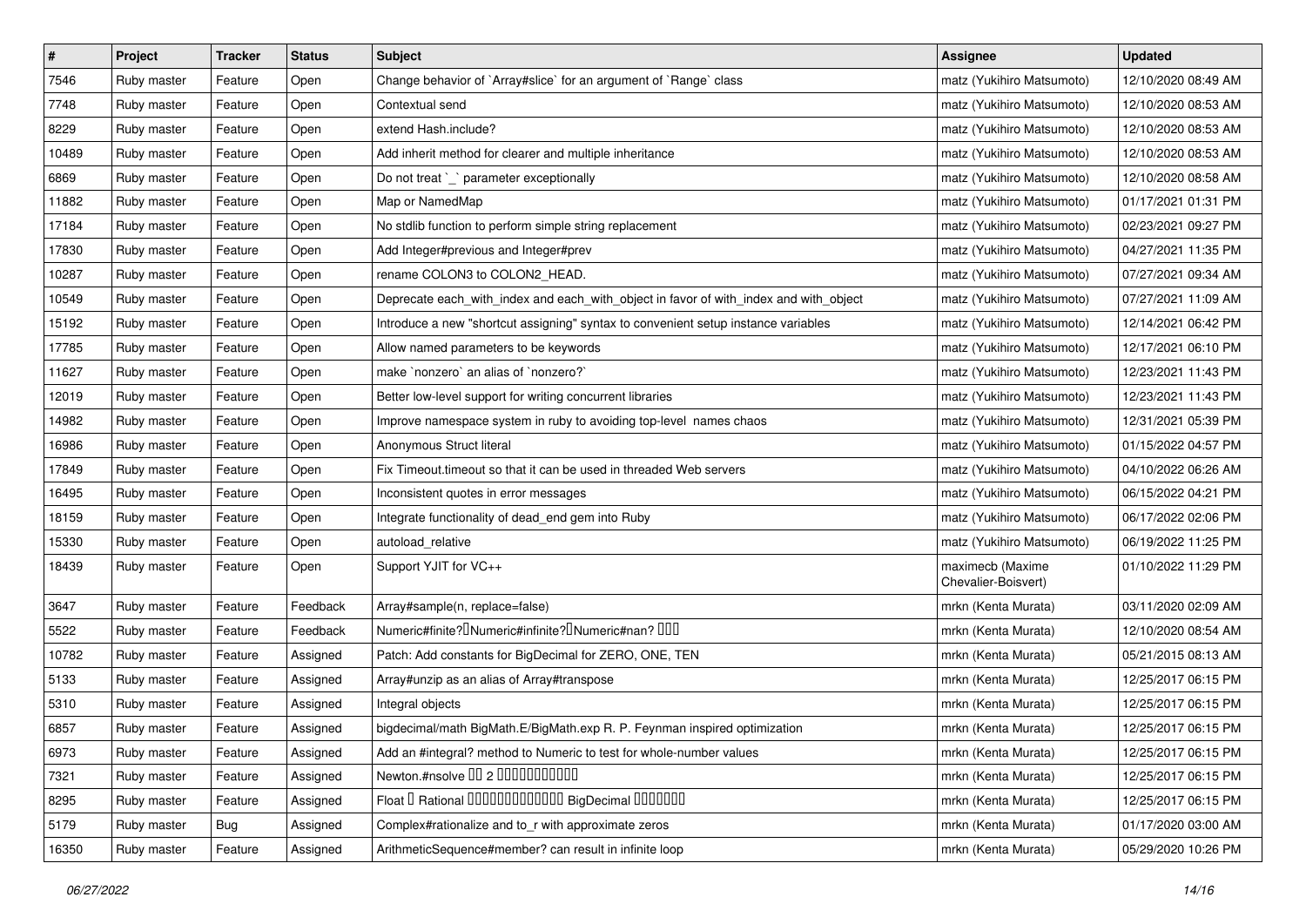| # | Project | Tracker | Status | Subject | Assignee | Updated |
|---|---|---|---|---|---|---|
| 7546 | Ruby master | Feature | Open | Change behavior of `Array#slice` for an argument of `Range` class | matz (Yukihiro Matsumoto) | 12/10/2020 08:49 AM |
| 7748 | Ruby master | Feature | Open | Contextual send | matz (Yukihiro Matsumoto) | 12/10/2020 08:53 AM |
| 8229 | Ruby master | Feature | Open | extend Hash.include? | matz (Yukihiro Matsumoto) | 12/10/2020 08:53 AM |
| 10489 | Ruby master | Feature | Open | Add inherit method for clearer and multiple inheritance | matz (Yukihiro Matsumoto) | 12/10/2020 08:53 AM |
| 6869 | Ruby master | Feature | Open | Do not treat `_` parameter exceptionally | matz (Yukihiro Matsumoto) | 12/10/2020 08:58 AM |
| 11882 | Ruby master | Feature | Open | Map or NamedMap | matz (Yukihiro Matsumoto) | 01/17/2021 01:31 PM |
| 17184 | Ruby master | Feature | Open | No stdlib function to perform simple string replacement | matz (Yukihiro Matsumoto) | 02/23/2021 09:27 PM |
| 17830 | Ruby master | Feature | Open | Add Integer#previous and Integer#prev | matz (Yukihiro Matsumoto) | 04/27/2021 11:35 PM |
| 10287 | Ruby master | Feature | Open | rename COLON3 to COLON2_HEAD. | matz (Yukihiro Matsumoto) | 07/27/2021 09:34 AM |
| 10549 | Ruby master | Feature | Open | Deprecate each_with_index and each_with_object in favor of with_index and with_object | matz (Yukihiro Matsumoto) | 07/27/2021 11:09 AM |
| 15192 | Ruby master | Feature | Open | Introduce a new "shortcut assigning" syntax to convenient setup instance variables | matz (Yukihiro Matsumoto) | 12/14/2021 06:42 PM |
| 17785 | Ruby master | Feature | Open | Allow named parameters to be keywords | matz (Yukihiro Matsumoto) | 12/17/2021 06:10 PM |
| 11627 | Ruby master | Feature | Open | make `nonzero` an alias of `nonzero?` | matz (Yukihiro Matsumoto) | 12/23/2021 11:43 PM |
| 12019 | Ruby master | Feature | Open | Better low-level support for writing concurrent libraries | matz (Yukihiro Matsumoto) | 12/23/2021 11:43 PM |
| 14982 | Ruby master | Feature | Open | Improve namespace system in ruby to avoiding top-level names chaos | matz (Yukihiro Matsumoto) | 12/31/2021 05:39 PM |
| 16986 | Ruby master | Feature | Open | Anonymous Struct literal | matz (Yukihiro Matsumoto) | 01/15/2022 04:57 PM |
| 17849 | Ruby master | Feature | Open | Fix Timeout.timeout so that it can be used in threaded Web servers | matz (Yukihiro Matsumoto) | 04/10/2022 06:26 AM |
| 16495 | Ruby master | Feature | Open | Inconsistent quotes in error messages | matz (Yukihiro Matsumoto) | 06/15/2022 04:21 PM |
| 18159 | Ruby master | Feature | Open | Integrate functionality of dead_end gem into Ruby | matz (Yukihiro Matsumoto) | 06/17/2022 02:06 PM |
| 15330 | Ruby master | Feature | Open | autoload_relative | matz (Yukihiro Matsumoto) | 06/19/2022 11:25 PM |
| 18439 | Ruby master | Feature | Open | Support YJIT for VC++ | maximecb (Maxime Chevalier-Boisvert) | 01/10/2022 11:29 PM |
| 3647 | Ruby master | Feature | Feedback | Array#sample(n, replace=false) | mrkn (Kenta Murata) | 03/11/2020 02:09 AM |
| 5522 | Ruby master | Feature | Feedback | Numeric#finite?�Numeric#infinite?�Numeric#nan? ��� | mrkn (Kenta Murata) | 12/10/2020 08:54 AM |
| 10782 | Ruby master | Feature | Assigned | Patch: Add constants for BigDecimal for ZERO, ONE, TEN | mrkn (Kenta Murata) | 05/21/2015 08:13 AM |
| 5133 | Ruby master | Feature | Assigned | Array#unzip as an alias of Array#transpose | mrkn (Kenta Murata) | 12/25/2017 06:15 PM |
| 5310 | Ruby master | Feature | Assigned | Integral objects | mrkn (Kenta Murata) | 12/25/2017 06:15 PM |
| 6857 | Ruby master | Feature | Assigned | bigdecimal/math BigMath.E/BigMath.exp R. P. Feynman inspired optimization | mrkn (Kenta Murata) | 12/25/2017 06:15 PM |
| 6973 | Ruby master | Feature | Assigned | Add an #integral? method to Numeric to test for whole-number values | mrkn (Kenta Murata) | 12/25/2017 06:15 PM |
| 7321 | Ruby master | Feature | Assigned | Newton.#nsolve �� 2 ����������� | mrkn (Kenta Murata) | 12/25/2017 06:15 PM |
| 8295 | Ruby master | Feature | Assigned | Float � Rational ������������� BigDecimal ������� | mrkn (Kenta Murata) | 12/25/2017 06:15 PM |
| 5179 | Ruby master | Bug | Assigned | Complex#rationalize and to_r with approximate zeros | mrkn (Kenta Murata) | 01/17/2020 03:00 AM |
| 16350 | Ruby master | Feature | Assigned | ArithmeticSequence#member? can result in infinite loop | mrkn (Kenta Murata) | 05/29/2020 10:26 PM |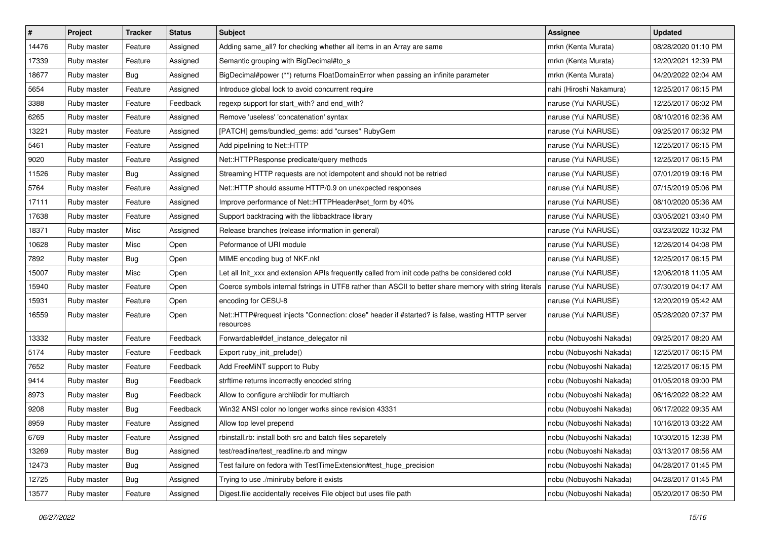| # | Project | Tracker | Status | Subject | Assignee | Updated |
|---|---|---|---|---|---|---|
| 14476 | Ruby master | Feature | Assigned | Adding same_all? for checking whether all items in an Array are same | mrkn (Kenta Murata) | 08/28/2020 01:10 PM |
| 17339 | Ruby master | Feature | Assigned | Semantic grouping with BigDecimal#to_s | mrkn (Kenta Murata) | 12/20/2021 12:39 PM |
| 18677 | Ruby master | Bug | Assigned | BigDecimal#power (**) returns FloatDomainError when passing an infinite parameter | mrkn (Kenta Murata) | 04/20/2022 02:04 AM |
| 5654 | Ruby master | Feature | Assigned | Introduce global lock to avoid concurrent require | nahi (Hiroshi Nakamura) | 12/25/2017 06:15 PM |
| 3388 | Ruby master | Feature | Feedback | regexp support for start_with? and end_with? | naruse (Yui NARUSE) | 12/25/2017 06:02 PM |
| 6265 | Ruby master | Feature | Assigned | Remove 'useless' 'concatenation' syntax | naruse (Yui NARUSE) | 08/10/2016 02:36 AM |
| 13221 | Ruby master | Feature | Assigned | [PATCH] gems/bundled_gems: add "curses" RubyGem | naruse (Yui NARUSE) | 09/25/2017 06:32 PM |
| 5461 | Ruby master | Feature | Assigned | Add pipelining to Net::HTTP | naruse (Yui NARUSE) | 12/25/2017 06:15 PM |
| 9020 | Ruby master | Feature | Assigned | Net::HTTPResponse predicate/query methods | naruse (Yui NARUSE) | 12/25/2017 06:15 PM |
| 11526 | Ruby master | Bug | Assigned | Streaming HTTP requests are not idempotent and should not be retried | naruse (Yui NARUSE) | 07/01/2019 09:16 PM |
| 5764 | Ruby master | Feature | Assigned | Net::HTTP should assume HTTP/0.9 on unexpected responses | naruse (Yui NARUSE) | 07/15/2019 05:06 PM |
| 17111 | Ruby master | Feature | Assigned | Improve performance of Net::HTTPHeader#set_form by 40% | naruse (Yui NARUSE) | 08/10/2020 05:36 AM |
| 17638 | Ruby master | Feature | Assigned | Support backtracing with the libbacktrace library | naruse (Yui NARUSE) | 03/05/2021 03:40 PM |
| 18371 | Ruby master | Misc | Assigned | Release branches (release information in general) | naruse (Yui NARUSE) | 03/23/2022 10:32 PM |
| 10628 | Ruby master | Misc | Open | Peformance of URI module | naruse (Yui NARUSE) | 12/26/2014 04:08 PM |
| 7892 | Ruby master | Bug | Open | MIME encoding bug of NKF.nkf | naruse (Yui NARUSE) | 12/25/2017 06:15 PM |
| 15007 | Ruby master | Misc | Open | Let all Init_xxx and extension APIs frequently called from init code paths be considered cold | naruse (Yui NARUSE) | 12/06/2018 11:05 AM |
| 15940 | Ruby master | Feature | Open | Coerce symbols internal fstrings in UTF8 rather than ASCII to better share memory with string literals | naruse (Yui NARUSE) | 07/30/2019 04:17 AM |
| 15931 | Ruby master | Feature | Open | encoding for CESU-8 | naruse (Yui NARUSE) | 12/20/2019 05:42 AM |
| 16559 | Ruby master | Feature | Open | Net::HTTP#request injects "Connection: close" header if #started? is false, wasting HTTP server resources | naruse (Yui NARUSE) | 05/28/2020 07:37 PM |
| 13332 | Ruby master | Feature | Feedback | Forwardable#def_instance_delegator nil | nobu (Nobuyoshi Nakada) | 09/25/2017 08:20 AM |
| 5174 | Ruby master | Feature | Feedback | Export ruby_init_prelude() | nobu (Nobuyoshi Nakada) | 12/25/2017 06:15 PM |
| 7652 | Ruby master | Feature | Feedback | Add FreeMiNT support to Ruby | nobu (Nobuyoshi Nakada) | 12/25/2017 06:15 PM |
| 9414 | Ruby master | Bug | Feedback | strftime returns incorrectly encoded string | nobu (Nobuyoshi Nakada) | 01/05/2018 09:00 PM |
| 8973 | Ruby master | Bug | Feedback | Allow to configure archlibdir for multiarch | nobu (Nobuyoshi Nakada) | 06/16/2022 08:22 AM |
| 9208 | Ruby master | Bug | Feedback | Win32 ANSI color no longer works since revision 43331 | nobu (Nobuyoshi Nakada) | 06/17/2022 09:35 AM |
| 8959 | Ruby master | Feature | Assigned | Allow top level prepend | nobu (Nobuyoshi Nakada) | 10/16/2013 03:22 AM |
| 6769 | Ruby master | Feature | Assigned | rbinstall.rb: install both src and batch files separetely | nobu (Nobuyoshi Nakada) | 10/30/2015 12:38 PM |
| 13269 | Ruby master | Bug | Assigned | test/readline/test_readline.rb and mingw | nobu (Nobuyoshi Nakada) | 03/13/2017 08:56 AM |
| 12473 | Ruby master | Bug | Assigned | Test failure on fedora with TestTimeExtension#test_huge_precision | nobu (Nobuyoshi Nakada) | 04/28/2017 01:45 PM |
| 12725 | Ruby master | Bug | Assigned | Trying to use ./miniruby before it exists | nobu (Nobuyoshi Nakada) | 04/28/2017 01:45 PM |
| 13577 | Ruby master | Feature | Assigned | Digest.file accidentally receives File object but uses file path | nobu (Nobuyoshi Nakada) | 05/20/2017 06:50 PM |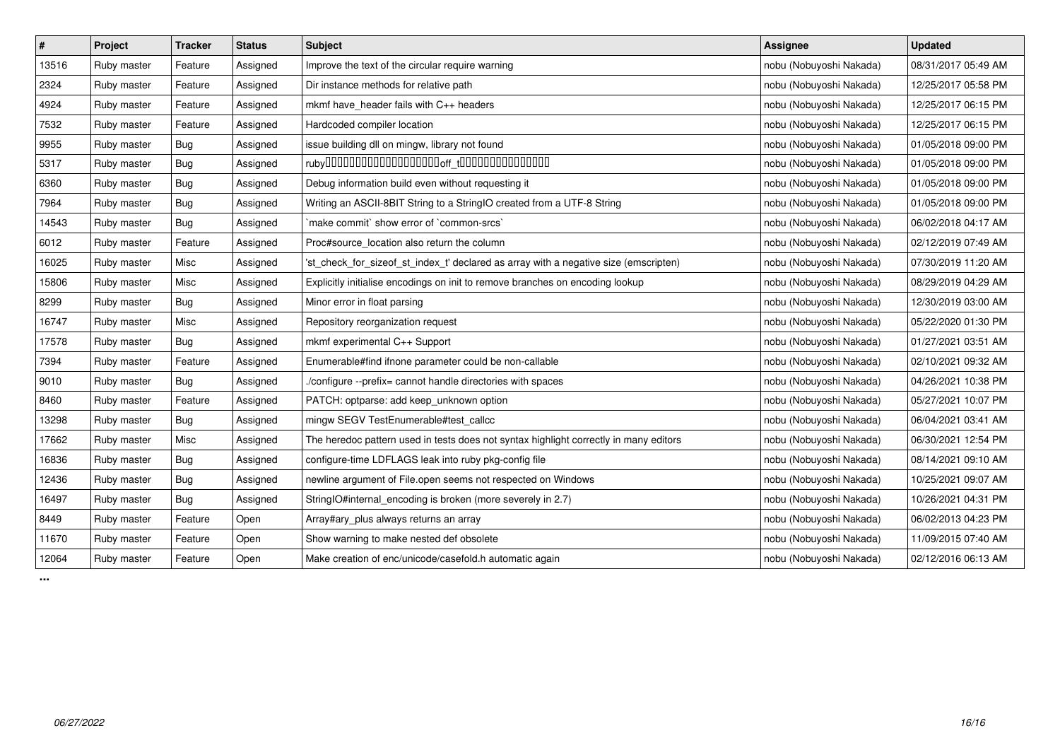| # | Project | Tracker | Status | Subject | Assignee | Updated |
|---|---|---|---|---|---|---|
| 13516 | Ruby master | Feature | Assigned | Improve the text of the circular require warning | nobu (Nobuyoshi Nakada) | 08/31/2017 05:49 AM |
| 2324 | Ruby master | Feature | Assigned | Dir instance methods for relative path | nobu (Nobuyoshi Nakada) | 12/25/2017 05:58 PM |
| 4924 | Ruby master | Feature | Assigned | mkmf have_header fails with C++ headers | nobu (Nobuyoshi Nakada) | 12/25/2017 06:15 PM |
| 7532 | Ruby master | Feature | Assigned | Hardcoded compiler location | nobu (Nobuyoshi Nakada) | 12/25/2017 06:15 PM |
| 9955 | Ruby master | Bug | Assigned | issue building dll on mingw, library not found | nobu (Nobuyoshi Nakada) | 01/05/2018 09:00 PM |
| 5317 | Ruby master | Bug | Assigned | ruby□□□□□□□□□□□□□□□□□□□off_t□□□□□□□□□□□□□□□ | nobu (Nobuyoshi Nakada) | 01/05/2018 09:00 PM |
| 6360 | Ruby master | Bug | Assigned | Debug information build even without requesting it | nobu (Nobuyoshi Nakada) | 01/05/2018 09:00 PM |
| 7964 | Ruby master | Bug | Assigned | Writing an ASCII-8BIT String to a StringIO created from a UTF-8 String | nobu (Nobuyoshi Nakada) | 01/05/2018 09:00 PM |
| 14543 | Ruby master | Bug | Assigned | `make commit` show error of `common-srcs` | nobu (Nobuyoshi Nakada) | 06/02/2018 04:17 AM |
| 6012 | Ruby master | Feature | Assigned | Proc#source_location also return the column | nobu (Nobuyoshi Nakada) | 02/12/2019 07:49 AM |
| 16025 | Ruby master | Misc | Assigned | 'st_check_for_sizeof_st_index_t' declared as array with a negative size (emscripten) | nobu (Nobuyoshi Nakada) | 07/30/2019 11:20 AM |
| 15806 | Ruby master | Misc | Assigned | Explicitly initialise encodings on init to remove branches on encoding lookup | nobu (Nobuyoshi Nakada) | 08/29/2019 04:29 AM |
| 8299 | Ruby master | Bug | Assigned | Minor error in float parsing | nobu (Nobuyoshi Nakada) | 12/30/2019 03:00 AM |
| 16747 | Ruby master | Misc | Assigned | Repository reorganization request | nobu (Nobuyoshi Nakada) | 05/22/2020 01:30 PM |
| 17578 | Ruby master | Bug | Assigned | mkmf experimental C++ Support | nobu (Nobuyoshi Nakada) | 01/27/2021 03:51 AM |
| 7394 | Ruby master | Feature | Assigned | Enumerable#find ifnone parameter could be non-callable | nobu (Nobuyoshi Nakada) | 02/10/2021 09:32 AM |
| 9010 | Ruby master | Bug | Assigned | ./configure --prefix= cannot handle directories with spaces | nobu (Nobuyoshi Nakada) | 04/26/2021 10:38 PM |
| 8460 | Ruby master | Feature | Assigned | PATCH: optparse: add keep_unknown option | nobu (Nobuyoshi Nakada) | 05/27/2021 10:07 PM |
| 13298 | Ruby master | Bug | Assigned | mingw SEGV TestEnumerable#test_callcc | nobu (Nobuyoshi Nakada) | 06/04/2021 03:41 AM |
| 17662 | Ruby master | Misc | Assigned | The heredoc pattern used in tests does not syntax highlight correctly in many editors | nobu (Nobuyoshi Nakada) | 06/30/2021 12:54 PM |
| 16836 | Ruby master | Bug | Assigned | configure-time LDFLAGS leak into ruby pkg-config file | nobu (Nobuyoshi Nakada) | 08/14/2021 09:10 AM |
| 12436 | Ruby master | Bug | Assigned | newline argument of File.open seems not respected on Windows | nobu (Nobuyoshi Nakada) | 10/25/2021 09:07 AM |
| 16497 | Ruby master | Bug | Assigned | StringIO#internal_encoding is broken (more severely in 2.7) | nobu (Nobuyoshi Nakada) | 10/26/2021 04:31 PM |
| 8449 | Ruby master | Feature | Open | Array#ary_plus always returns an array | nobu (Nobuyoshi Nakada) | 06/02/2013 04:23 PM |
| 11670 | Ruby master | Feature | Open | Show warning to make nested def obsolete | nobu (Nobuyoshi Nakada) | 11/09/2015 07:40 AM |
| 12064 | Ruby master | Feature | Open | Make creation of enc/unicode/casefold.h automatic again | nobu (Nobuyoshi Nakada) | 02/12/2016 06:13 AM |

...